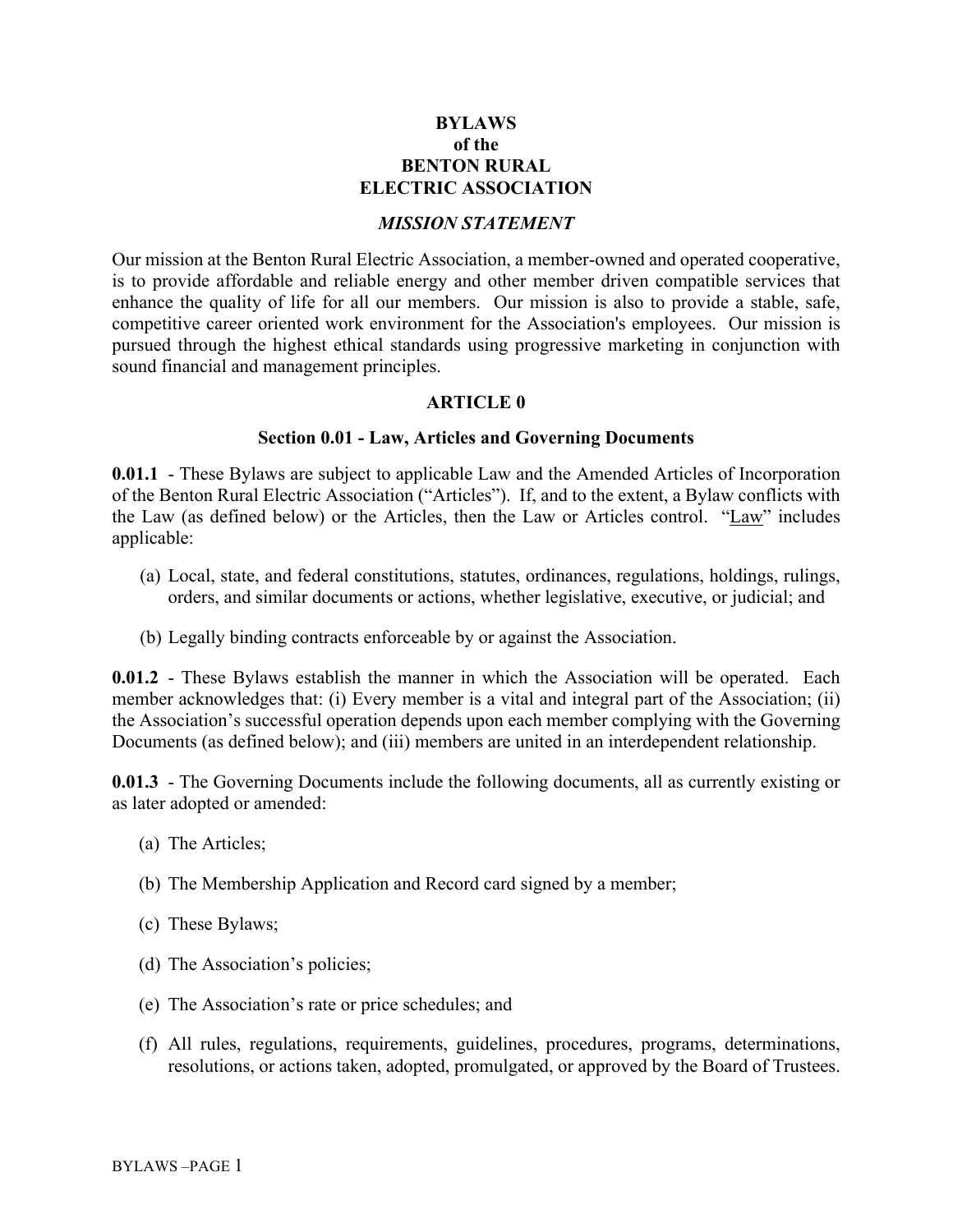# BYLAWS
# of the
# BENTON RURAL
# ELECTRIC ASSOCIATION

## *MISSION STATEMENT*

Our mission at the Benton Rural Electric Association, a member-owned and operated cooperative, is to provide affordable and reliable energy and other member driven compatible services that enhance the quality of life for all our members. Our mission is also to provide a stable, safe, competitive career oriented work environment for the Association's employees. Our mission is pursued through the highest ethical standards using progressive marketing in conjunction with sound financial and management principles.

## ARTICLE 0

### Section 0.01 - Law, Articles and Governing Documents

**0.01.1** - These Bylaws are subject to applicable Law and the Amended Articles of Incorporation of the Benton Rural Electric Association ("Articles"). If, and to the extent, a Bylaw conflicts with the Law (as defined below) or the Articles, then the Law or Articles control. "Law" includes applicable:

(a) Local, state, and federal constitutions, statutes, ordinances, regulations, holdings, rulings, orders, and similar documents or actions, whether legislative, executive, or judicial; and

(b) Legally binding contracts enforceable by or against the Association.

**0.01.2** - These Bylaws establish the manner in which the Association will be operated. Each member acknowledges that: (i) Every member is a vital and integral part of the Association; (ii) the Association's successful operation depends upon each member complying with the Governing Documents (as defined below); and (iii) members are united in an interdependent relationship.

**0.01.3** - The Governing Documents include the following documents, all as currently existing or as later adopted or amended:

(a) The Articles;

(b) The Membership Application and Record card signed by a member;

(c) These Bylaws;

(d) The Association's policies;

(e) The Association's rate or price schedules; and

(f) All rules, regulations, requirements, guidelines, procedures, programs, determinations, resolutions, or actions taken, adopted, promulgated, or approved by the Board of Trustees.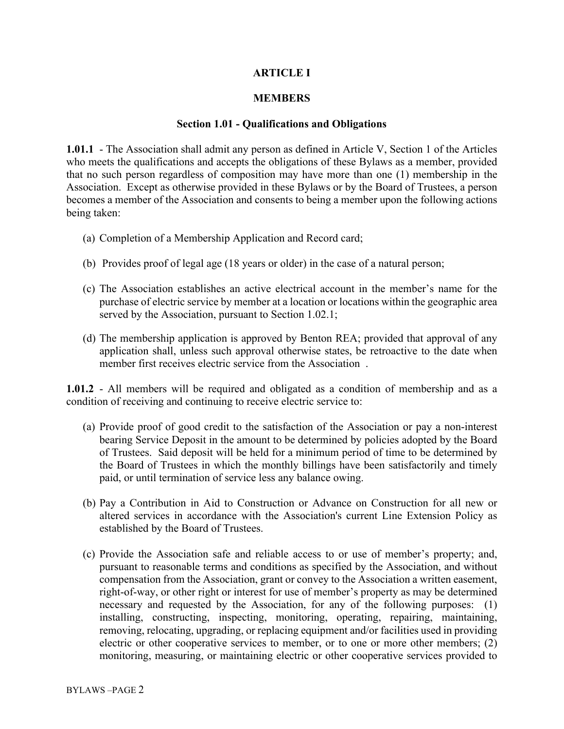# ARTICLE I

## MEMBERS

### Section 1.01 - Qualifications and Obligations

**1.01.1** - The Association shall admit any person as defined in Article V, Section 1 of the Articles who meets the qualifications and accepts the obligations of these Bylaws as a member, provided that no such person regardless of composition may have more than one (1) membership in the Association. Except as otherwise provided in these Bylaws or by the Board of Trustees, a person becomes a member of the Association and consents to being a member upon the following actions being taken:

(a) Completion of a Membership Application and Record card;

(b) Provides proof of legal age (18 years or older) in the case of a natural person;

(c) The Association establishes an active electrical account in the member's name for the purchase of electric service by member at a location or locations within the geographic area served by the Association, pursuant to Section 1.02.1;

(d) The membership application is approved by Benton REA; provided that approval of any application shall, unless such approval otherwise states, be retroactive to the date when member first receives electric service from the Association .

**1.01.2** - All members will be required and obligated as a condition of membership and as a condition of receiving and continuing to receive electric service to:

(a) Provide proof of good credit to the satisfaction of the Association or pay a non-interest bearing Service Deposit in the amount to be determined by policies adopted by the Board of Trustees. Said deposit will be held for a minimum period of time to be determined by the Board of Trustees in which the monthly billings have been satisfactorily and timely paid, or until termination of service less any balance owing.

(b) Pay a Contribution in Aid to Construction or Advance on Construction for all new or altered services in accordance with the Association's current Line Extension Policy as established by the Board of Trustees.

(c) Provide the Association safe and reliable access to or use of member's property; and, pursuant to reasonable terms and conditions as specified by the Association, and without compensation from the Association, grant or convey to the Association a written easement, right-of-way, or other right or interest for use of member's property as may be determined necessary and requested by the Association, for any of the following purposes: (1) installing, constructing, inspecting, monitoring, operating, repairing, maintaining, removing, relocating, upgrading, or replacing equipment and/or facilities used in providing electric or other cooperative services to member, or to one or more other members; (2) monitoring, measuring, or maintaining electric or other cooperative services provided to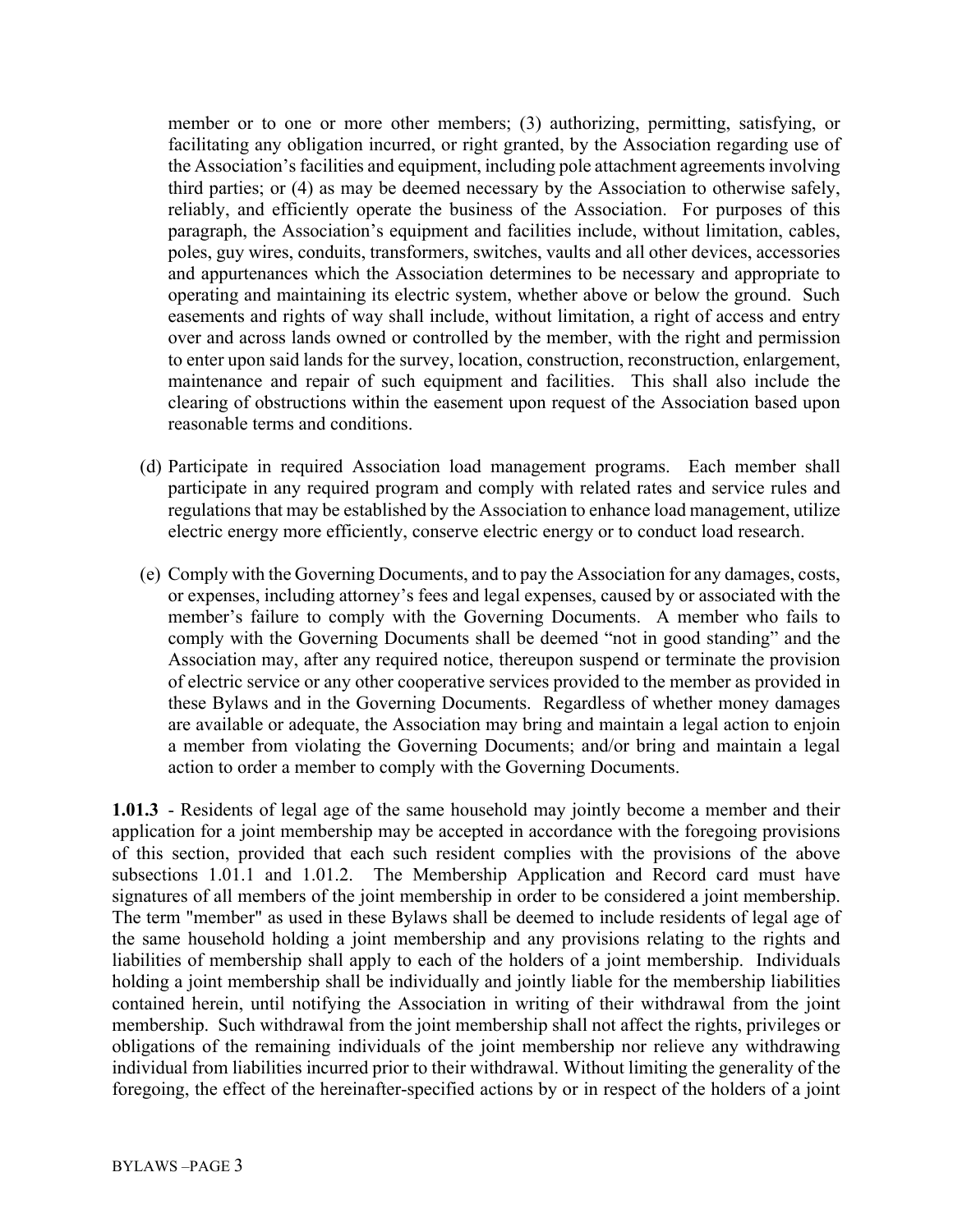member or to one or more other members; (3) authorizing, permitting, satisfying, or facilitating any obligation incurred, or right granted, by the Association regarding use of the Association's facilities and equipment, including pole attachment agreements involving third parties; or (4) as may be deemed necessary by the Association to otherwise safely, reliably, and efficiently operate the business of the Association. For purposes of this paragraph, the Association's equipment and facilities include, without limitation, cables, poles, guy wires, conduits, transformers, switches, vaults and all other devices, accessories and appurtenances which the Association determines to be necessary and appropriate to operating and maintaining its electric system, whether above or below the ground. Such easements and rights of way shall include, without limitation, a right of access and entry over and across lands owned or controlled by the member, with the right and permission to enter upon said lands for the survey, location, construction, reconstruction, enlargement, maintenance and repair of such equipment and facilities. This shall also include the clearing of obstructions within the easement upon request of the Association based upon reasonable terms and conditions.

(d) Participate in required Association load management programs. Each member shall participate in any required program and comply with related rates and service rules and regulations that may be established by the Association to enhance load management, utilize electric energy more efficiently, conserve electric energy or to conduct load research.

(e) Comply with the Governing Documents, and to pay the Association for any damages, costs, or expenses, including attorney's fees and legal expenses, caused by or associated with the member's failure to comply with the Governing Documents. A member who fails to comply with the Governing Documents shall be deemed "not in good standing" and the Association may, after any required notice, thereupon suspend or terminate the provision of electric service or any other cooperative services provided to the member as provided in these Bylaws and in the Governing Documents. Regardless of whether money damages are available or adequate, the Association may bring and maintain a legal action to enjoin a member from violating the Governing Documents; and/or bring and maintain a legal action to order a member to comply with the Governing Documents.

**1.01.3** - Residents of legal age of the same household may jointly become a member and their application for a joint membership may be accepted in accordance with the foregoing provisions of this section, provided that each such resident complies with the provisions of the above subsections 1.01.1 and 1.01.2. The Membership Application and Record card must have signatures of all members of the joint membership in order to be considered a joint membership. The term "member" as used in these Bylaws shall be deemed to include residents of legal age of the same household holding a joint membership and any provisions relating to the rights and liabilities of membership shall apply to each of the holders of a joint membership. Individuals holding a joint membership shall be individually and jointly liable for the membership liabilities contained herein, until notifying the Association in writing of their withdrawal from the joint membership. Such withdrawal from the joint membership shall not affect the rights, privileges or obligations of the remaining individuals of the joint membership nor relieve any withdrawing individual from liabilities incurred prior to their withdrawal. Without limiting the generality of the foregoing, the effect of the hereinafter-specified actions by or in respect of the holders of a joint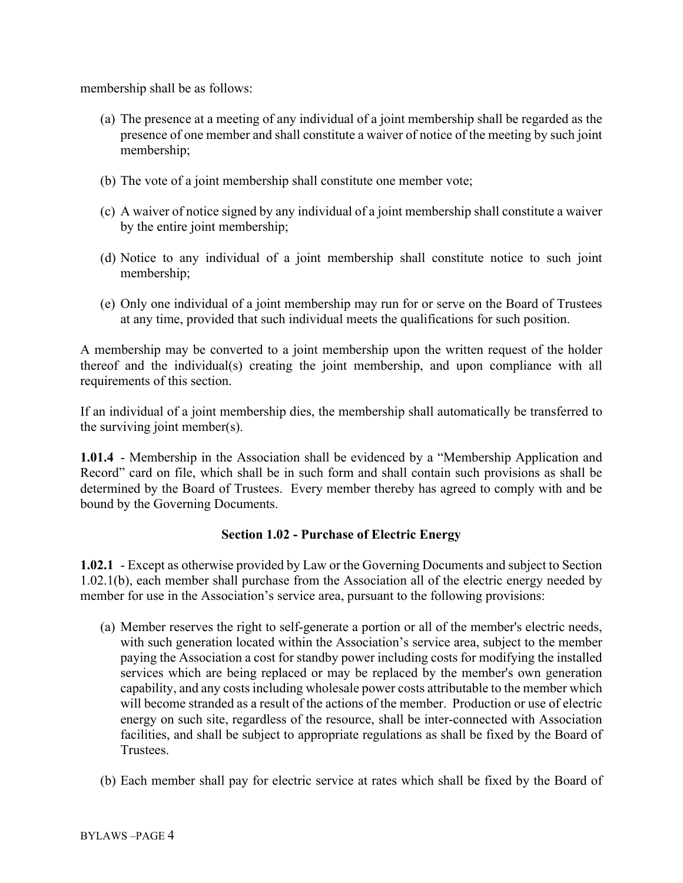membership shall be as follows:

(a) The presence at a meeting of any individual of a joint membership shall be regarded as the presence of one member and shall constitute a waiver of notice of the meeting by such joint membership;

(b) The vote of a joint membership shall constitute one member vote;

(c) A waiver of notice signed by any individual of a joint membership shall constitute a waiver by the entire joint membership;

(d) Notice to any individual of a joint membership shall constitute notice to such joint membership;

(e) Only one individual of a joint membership may run for or serve on the Board of Trustees at any time, provided that such individual meets the qualifications for such position.

A membership may be converted to a joint membership upon the written request of the holder thereof and the individual(s) creating the joint membership, and upon compliance with all requirements of this section.

If an individual of a joint membership dies, the membership shall automatically be transferred to the surviving joint member(s).

**1.01.4** - Membership in the Association shall be evidenced by a "Membership Application and Record" card on file, which shall be in such form and shall contain such provisions as shall be determined by the Board of Trustees. Every member thereby has agreed to comply with and be bound by the Governing Documents.

### Section 1.02 - Purchase of Electric Energy

**1.02.1** - Except as otherwise provided by Law or the Governing Documents and subject to Section 1.02.1(b), each member shall purchase from the Association all of the electric energy needed by member for use in the Association's service area, pursuant to the following provisions:

(a) Member reserves the right to self-generate a portion or all of the member's electric needs, with such generation located within the Association's service area, subject to the member paying the Association a cost for standby power including costs for modifying the installed services which are being replaced or may be replaced by the member's own generation capability, and any costs including wholesale power costs attributable to the member which will become stranded as a result of the actions of the member. Production or use of electric energy on such site, regardless of the resource, shall be inter-connected with Association facilities, and shall be subject to appropriate regulations as shall be fixed by the Board of Trustees.

(b) Each member shall pay for electric service at rates which shall be fixed by the Board of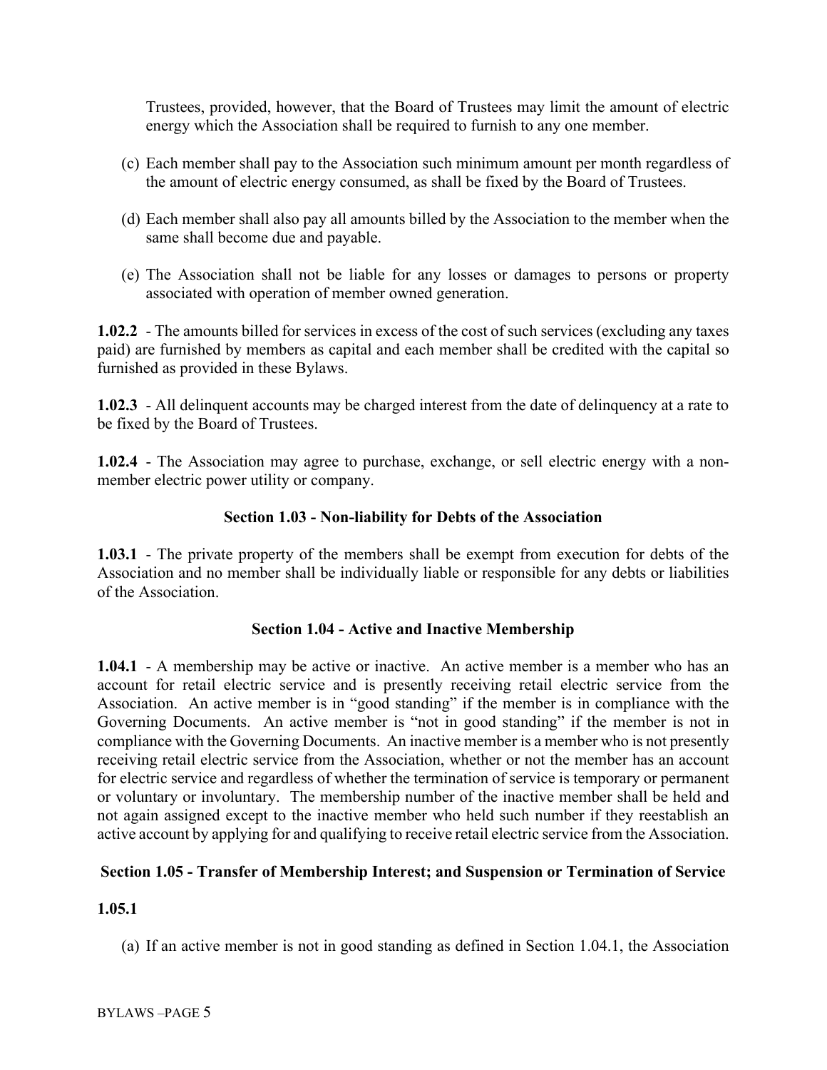Trustees, provided, however, that the Board of Trustees may limit the amount of electric energy which the Association shall be required to furnish to any one member.

(c) Each member shall pay to the Association such minimum amount per month regardless of the amount of electric energy consumed, as shall be fixed by the Board of Trustees.

(d) Each member shall also pay all amounts billed by the Association to the member when the same shall become due and payable.

(e) The Association shall not be liable for any losses or damages to persons or property associated with operation of member owned generation.

**1.02.2** - The amounts billed for services in excess of the cost of such services (excluding any taxes paid) are furnished by members as capital and each member shall be credited with the capital so furnished as provided in these Bylaws.

**1.02.3** - All delinquent accounts may be charged interest from the date of delinquency at a rate to be fixed by the Board of Trustees.

**1.02.4** - The Association may agree to purchase, exchange, or sell electric energy with a non-member electric power utility or company.

### Section 1.03 - Non-liability for Debts of the Association

**1.03.1** - The private property of the members shall be exempt from execution for debts of the Association and no member shall be individually liable or responsible for any debts or liabilities of the Association.

### Section 1.04 - Active and Inactive Membership

**1.04.1** - A membership may be active or inactive. An active member is a member who has an account for retail electric service and is presently receiving retail electric service from the Association. An active member is in "good standing" if the member is in compliance with the Governing Documents. An active member is "not in good standing" if the member is not in compliance with the Governing Documents. An inactive member is a member who is not presently receiving retail electric service from the Association, whether or not the member has an account for electric service and regardless of whether the termination of service is temporary or permanent or voluntary or involuntary. The membership number of the inactive member shall be held and not again assigned except to the inactive member who held such number if they reestablish an active account by applying for and qualifying to receive retail electric service from the Association.

### Section 1.05 - Transfer of Membership Interest; and Suspension or Termination of Service

**1.05.1**

(a) If an active member is not in good standing as defined in Section 1.04.1, the Association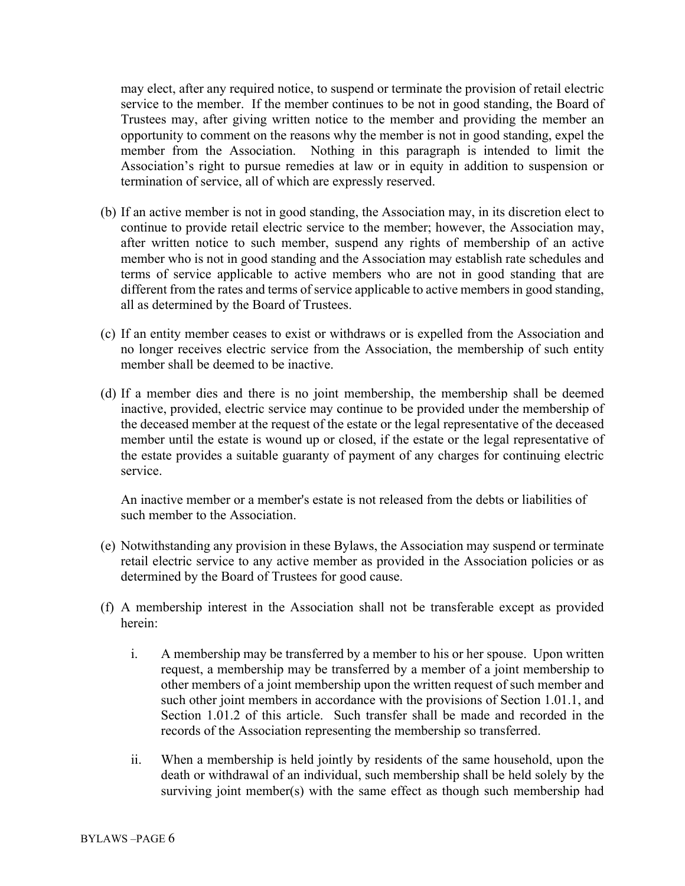may elect, after any required notice, to suspend or terminate the provision of retail electric service to the member. If the member continues to be not in good standing, the Board of Trustees may, after giving written notice to the member and providing the member an opportunity to comment on the reasons why the member is not in good standing, expel the member from the Association. Nothing in this paragraph is intended to limit the Association's right to pursue remedies at law or in equity in addition to suspension or termination of service, all of which are expressly reserved.

(b) If an active member is not in good standing, the Association may, in its discretion elect to continue to provide retail electric service to the member; however, the Association may, after written notice to such member, suspend any rights of membership of an active member who is not in good standing and the Association may establish rate schedules and terms of service applicable to active members who are not in good standing that are different from the rates and terms of service applicable to active members in good standing, all as determined by the Board of Trustees.

(c) If an entity member ceases to exist or withdraws or is expelled from the Association and no longer receives electric service from the Association, the membership of such entity member shall be deemed to be inactive.

(d) If a member dies and there is no joint membership, the membership shall be deemed inactive, provided, electric service may continue to be provided under the membership of the deceased member at the request of the estate or the legal representative of the deceased member until the estate is wound up or closed, if the estate or the legal representative of the estate provides a suitable guaranty of payment of any charges for continuing electric service.

An inactive member or a member's estate is not released from the debts or liabilities of such member to the Association.

(e) Notwithstanding any provision in these Bylaws, the Association may suspend or terminate retail electric service to any active member as provided in the Association policies or as determined by the Board of Trustees for good cause.

(f) A membership interest in the Association shall not be transferable except as provided herein:

   i. A membership may be transferred by a member to his or her spouse. Upon written request, a membership may be transferred by a member of a joint membership to other members of a joint membership upon the written request of such member and such other joint members in accordance with the provisions of Section 1.01.1, and Section 1.01.2 of this article. Such transfer shall be made and recorded in the records of the Association representing the membership so transferred.

   ii. When a membership is held jointly by residents of the same household, upon the death or withdrawal of an individual, such membership shall be held solely by the surviving joint member(s) with the same effect as though such membership had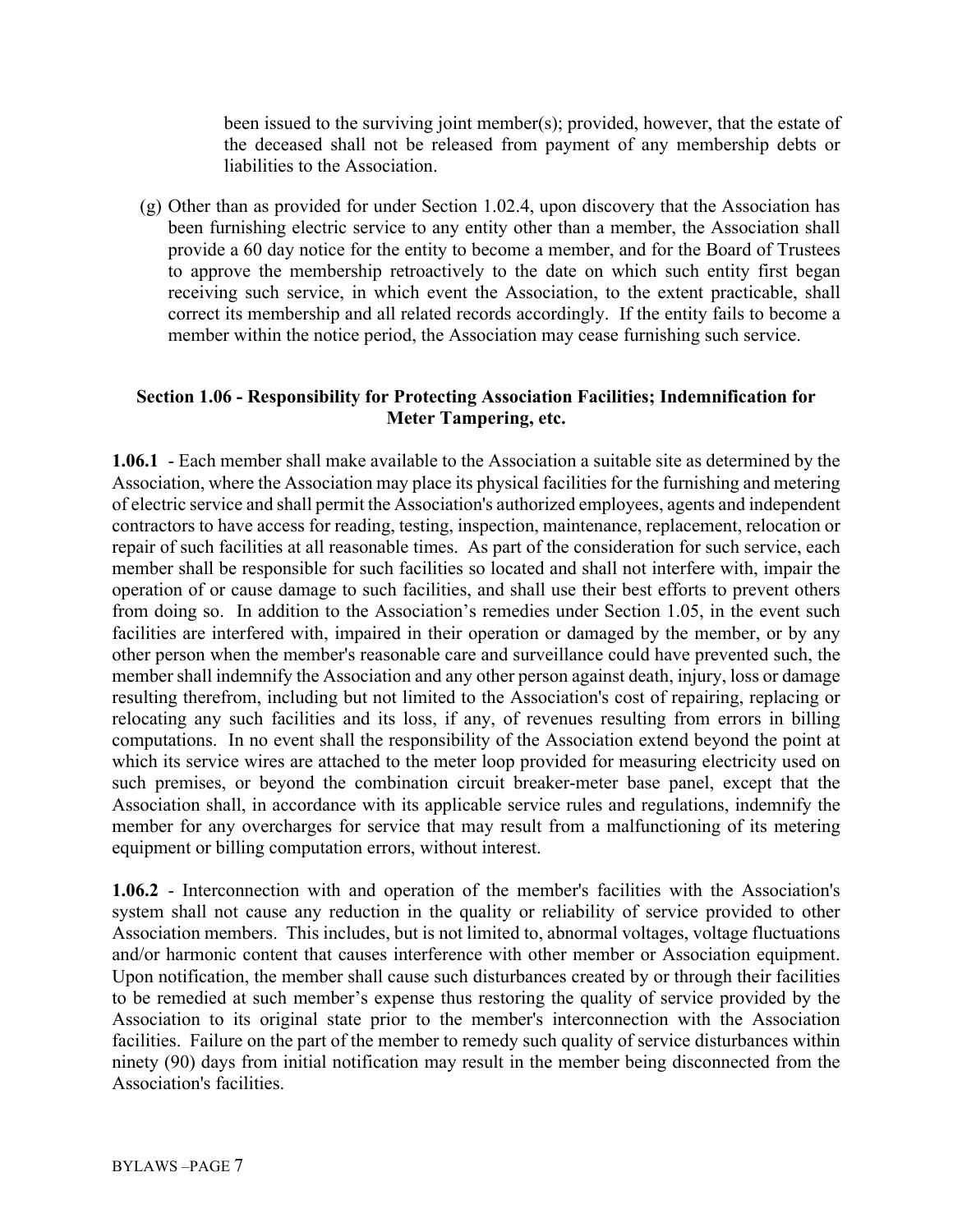been issued to the surviving joint member(s); provided, however, that the estate of the deceased shall not be released from payment of any membership debts or liabilities to the Association.

(g) Other than as provided for under Section 1.02.4, upon discovery that the Association has been furnishing electric service to any entity other than a member, the Association shall provide a 60 day notice for the entity to become a member, and for the Board of Trustees to approve the membership retroactively to the date on which such entity first began receiving such service, in which event the Association, to the extent practicable, shall correct its membership and all related records accordingly. If the entity fails to become a member within the notice period, the Association may cease furnishing such service.

### Section 1.06 - Responsibility for Protecting Association Facilities; Indemnification for Meter Tampering, etc.

**1.06.1** - Each member shall make available to the Association a suitable site as determined by the Association, where the Association may place its physical facilities for the furnishing and metering of electric service and shall permit the Association's authorized employees, agents and independent contractors to have access for reading, testing, inspection, maintenance, replacement, relocation or repair of such facilities at all reasonable times. As part of the consideration for such service, each member shall be responsible for such facilities so located and shall not interfere with, impair the operation of or cause damage to such facilities, and shall use their best efforts to prevent others from doing so. In addition to the Association's remedies under Section 1.05, in the event such facilities are interfered with, impaired in their operation or damaged by the member, or by any other person when the member's reasonable care and surveillance could have prevented such, the member shall indemnify the Association and any other person against death, injury, loss or damage resulting therefrom, including but not limited to the Association's cost of repairing, replacing or relocating any such facilities and its loss, if any, of revenues resulting from errors in billing computations. In no event shall the responsibility of the Association extend beyond the point at which its service wires are attached to the meter loop provided for measuring electricity used on such premises, or beyond the combination circuit breaker-meter base panel, except that the Association shall, in accordance with its applicable service rules and regulations, indemnify the member for any overcharges for service that may result from a malfunctioning of its metering equipment or billing computation errors, without interest.

**1.06.2** - Interconnection with and operation of the member's facilities with the Association's system shall not cause any reduction in the quality or reliability of service provided to other Association members. This includes, but is not limited to, abnormal voltages, voltage fluctuations and/or harmonic content that causes interference with other member or Association equipment. Upon notification, the member shall cause such disturbances created by or through their facilities to be remedied at such member's expense thus restoring the quality of service provided by the Association to its original state prior to the member's interconnection with the Association facilities. Failure on the part of the member to remedy such quality of service disturbances within ninety (90) days from initial notification may result in the member being disconnected from the Association's facilities.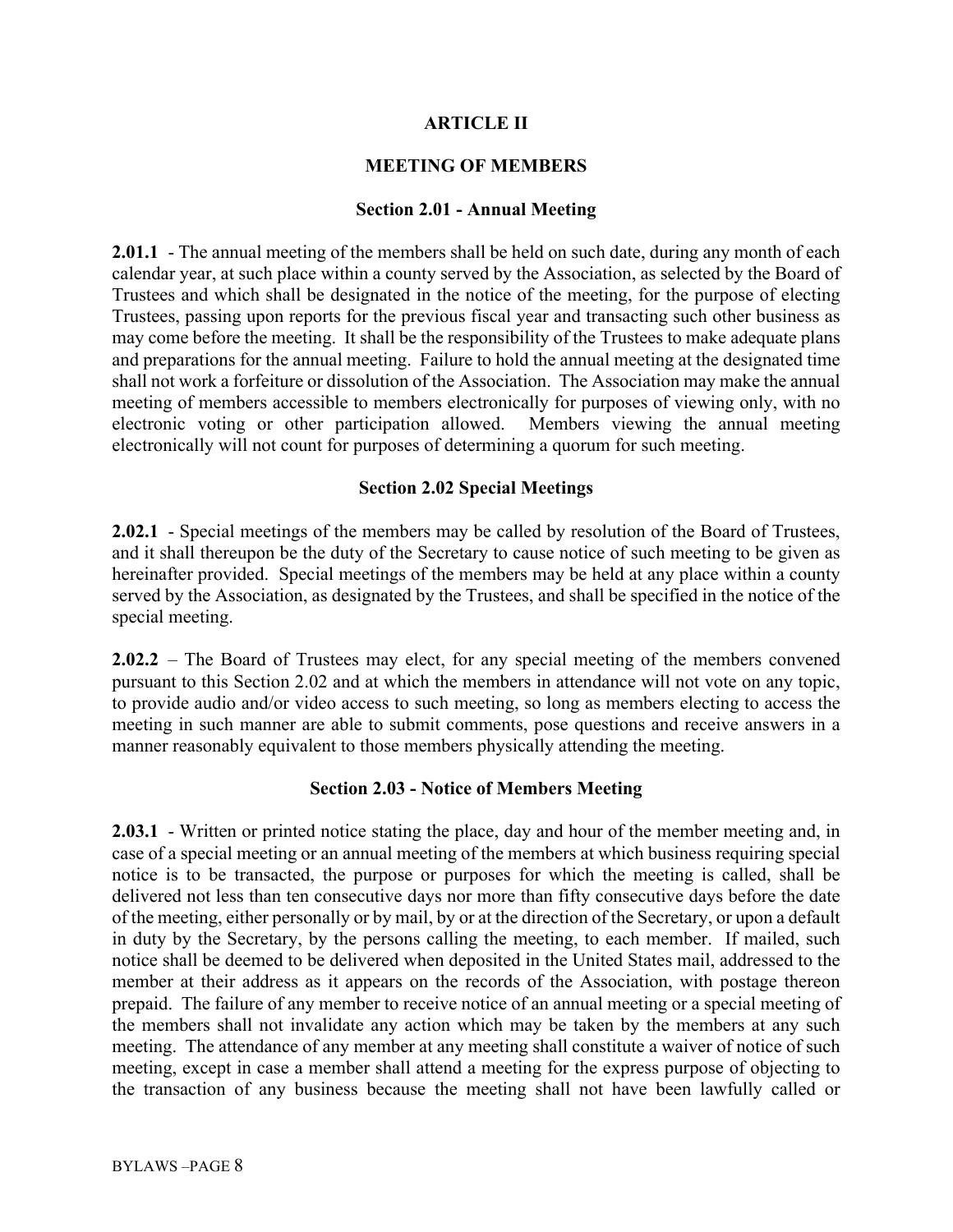# ARTICLE II

## MEETING OF MEMBERS

### Section 2.01 - Annual Meeting

**2.01.1** - The annual meeting of the members shall be held on such date, during any month of each calendar year, at such place within a county served by the Association, as selected by the Board of Trustees and which shall be designated in the notice of the meeting, for the purpose of electing Trustees, passing upon reports for the previous fiscal year and transacting such other business as may come before the meeting. It shall be the responsibility of the Trustees to make adequate plans and preparations for the annual meeting. Failure to hold the annual meeting at the designated time shall not work a forfeiture or dissolution of the Association. The Association may make the annual meeting of members accessible to members electronically for purposes of viewing only, with no electronic voting or other participation allowed. Members viewing the annual meeting electronically will not count for purposes of determining a quorum for such meeting.

### Section 2.02 Special Meetings

**2.02.1** - Special meetings of the members may be called by resolution of the Board of Trustees, and it shall thereupon be the duty of the Secretary to cause notice of such meeting to be given as hereinafter provided. Special meetings of the members may be held at any place within a county served by the Association, as designated by the Trustees, and shall be specified in the notice of the special meeting.

**2.02.2** – The Board of Trustees may elect, for any special meeting of the members convened pursuant to this Section 2.02 and at which the members in attendance will not vote on any topic, to provide audio and/or video access to such meeting, so long as members electing to access the meeting in such manner are able to submit comments, pose questions and receive answers in a manner reasonably equivalent to those members physically attending the meeting.

### Section 2.03 - Notice of Members Meeting

**2.03.1** - Written or printed notice stating the place, day and hour of the member meeting and, in case of a special meeting or an annual meeting of the members at which business requiring special notice is to be transacted, the purpose or purposes for which the meeting is called, shall be delivered not less than ten consecutive days nor more than fifty consecutive days before the date of the meeting, either personally or by mail, by or at the direction of the Secretary, or upon a default in duty by the Secretary, by the persons calling the meeting, to each member. If mailed, such notice shall be deemed to be delivered when deposited in the United States mail, addressed to the member at their address as it appears on the records of the Association, with postage thereon prepaid. The failure of any member to receive notice of an annual meeting or a special meeting of the members shall not invalidate any action which may be taken by the members at any such meeting. The attendance of any member at any meeting shall constitute a waiver of notice of such meeting, except in case a member shall attend a meeting for the express purpose of objecting to the transaction of any business because the meeting shall not have been lawfully called or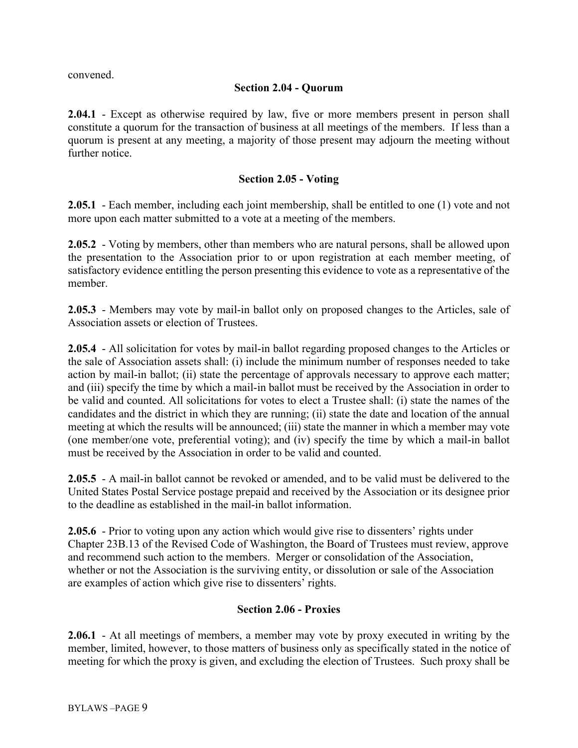convened.

### Section 2.04 - Quorum

**2.04.1** - Except as otherwise required by law, five or more members present in person shall constitute a quorum for the transaction of business at all meetings of the members. If less than a quorum is present at any meeting, a majority of those present may adjourn the meeting without further notice.

### Section 2.05 - Voting

**2.05.1** - Each member, including each joint membership, shall be entitled to one (1) vote and not more upon each matter submitted to a vote at a meeting of the members.

**2.05.2** - Voting by members, other than members who are natural persons, shall be allowed upon the presentation to the Association prior to or upon registration at each member meeting, of satisfactory evidence entitling the person presenting this evidence to vote as a representative of the member.

**2.05.3** - Members may vote by mail-in ballot only on proposed changes to the Articles, sale of Association assets or election of Trustees.

**2.05.4** - All solicitation for votes by mail-in ballot regarding proposed changes to the Articles or the sale of Association assets shall: (i) include the minimum number of responses needed to take action by mail-in ballot; (ii) state the percentage of approvals necessary to approve each matter; and (iii) specify the time by which a mail-in ballot must be received by the Association in order to be valid and counted. All solicitations for votes to elect a Trustee shall: (i) state the names of the candidates and the district in which they are running; (ii) state the date and location of the annual meeting at which the results will be announced; (iii) state the manner in which a member may vote (one member/one vote, preferential voting); and (iv) specify the time by which a mail-in ballot must be received by the Association in order to be valid and counted.

**2.05.5** - A mail-in ballot cannot be revoked or amended, and to be valid must be delivered to the United States Postal Service postage prepaid and received by the Association or its designee prior to the deadline as established in the mail-in ballot information.

**2.05.6** - Prior to voting upon any action which would give rise to dissenters' rights under Chapter 23B.13 of the Revised Code of Washington, the Board of Trustees must review, approve and recommend such action to the members. Merger or consolidation of the Association, whether or not the Association is the surviving entity, or dissolution or sale of the Association are examples of action which give rise to dissenters' rights.

### Section 2.06 - Proxies

**2.06.1** - At all meetings of members, a member may vote by proxy executed in writing by the member, limited, however, to those matters of business only as specifically stated in the notice of meeting for which the proxy is given, and excluding the election of Trustees. Such proxy shall be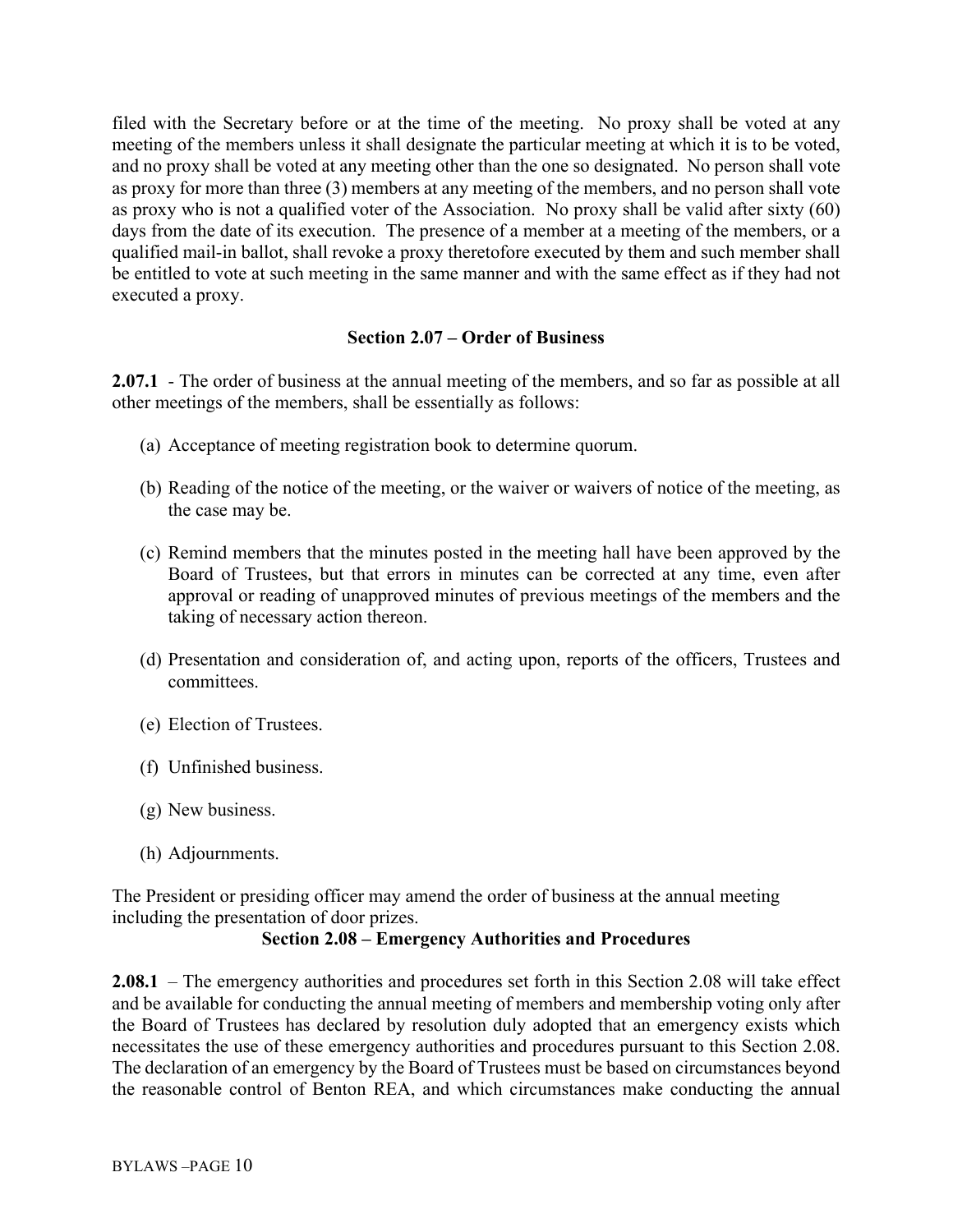filed with the Secretary before or at the time of the meeting. No proxy shall be voted at any meeting of the members unless it shall designate the particular meeting at which it is to be voted, and no proxy shall be voted at any meeting other than the one so designated. No person shall vote as proxy for more than three (3) members at any meeting of the members, and no person shall vote as proxy who is not a qualified voter of the Association. No proxy shall be valid after sixty (60) days from the date of its execution. The presence of a member at a meeting of the members, or a qualified mail-in ballot, shall revoke a proxy theretofore executed by them and such member shall be entitled to vote at such meeting in the same manner and with the same effect as if they had not executed a proxy.

### Section 2.07 – Order of Business

**2.07.1** - The order of business at the annual meeting of the members, and so far as possible at all other meetings of the members, shall be essentially as follows:

(a) Acceptance of meeting registration book to determine quorum.

(b) Reading of the notice of the meeting, or the waiver or waivers of notice of the meeting, as the case may be.

(c) Remind members that the minutes posted in the meeting hall have been approved by the Board of Trustees, but that errors in minutes can be corrected at any time, even after approval or reading of unapproved minutes of previous meetings of the members and the taking of necessary action thereon.

(d) Presentation and consideration of, and acting upon, reports of the officers, Trustees and committees.

(e) Election of Trustees.

(f) Unfinished business.

(g) New business.

(h) Adjournments.

The President or presiding officer may amend the order of business at the annual meeting including the presentation of door prizes.

### Section 2.08 – Emergency Authorities and Procedures

**2.08.1** – The emergency authorities and procedures set forth in this Section 2.08 will take effect and be available for conducting the annual meeting of members and membership voting only after the Board of Trustees has declared by resolution duly adopted that an emergency exists which necessitates the use of these emergency authorities and procedures pursuant to this Section 2.08. The declaration of an emergency by the Board of Trustees must be based on circumstances beyond the reasonable control of Benton REA, and which circumstances make conducting the annual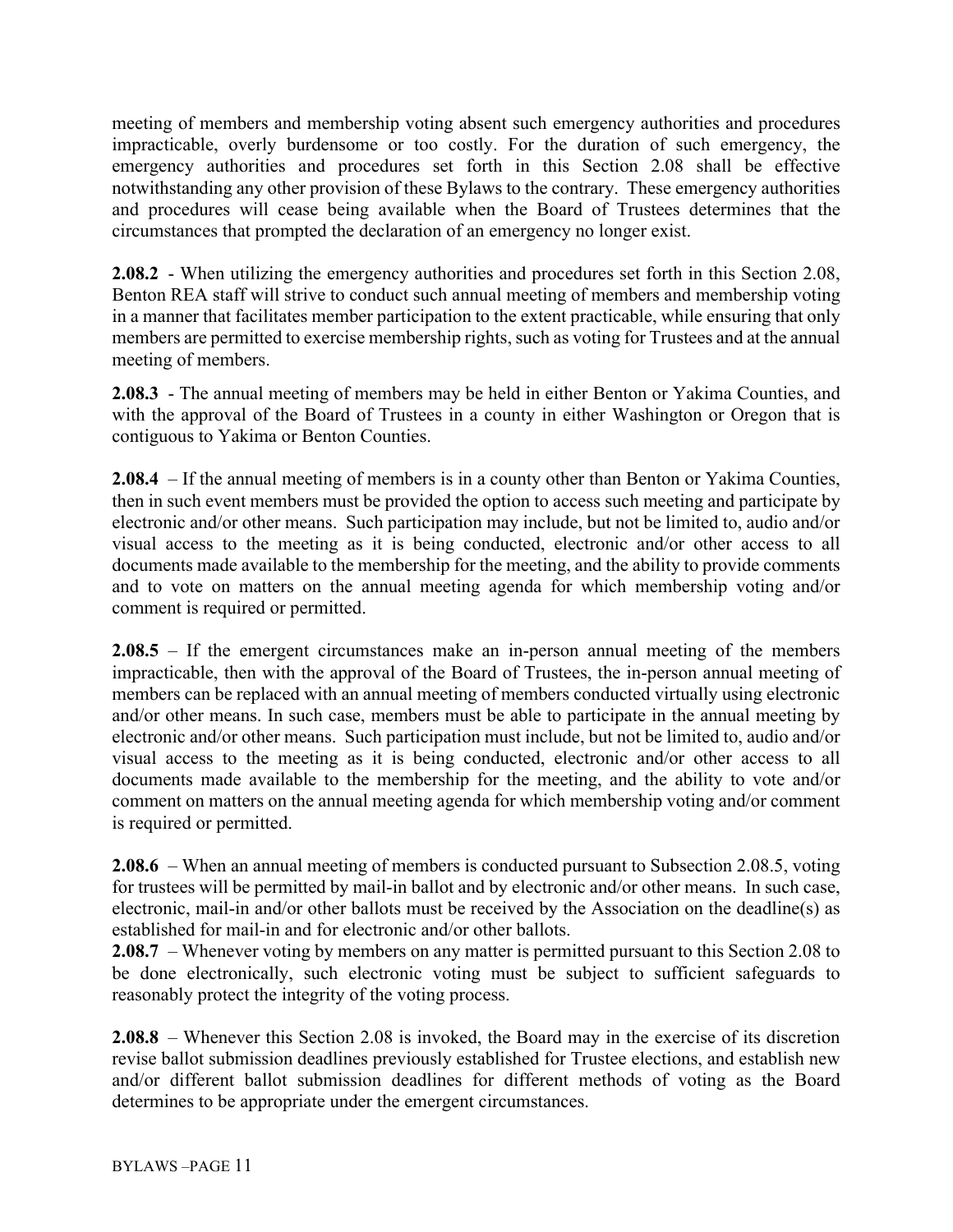meeting of members and membership voting absent such emergency authorities and procedures impracticable, overly burdensome or too costly. For the duration of such emergency, the emergency authorities and procedures set forth in this Section 2.08 shall be effective notwithstanding any other provision of these Bylaws to the contrary. These emergency authorities and procedures will cease being available when the Board of Trustees determines that the circumstances that prompted the declaration of an emergency no longer exist.

**2.08.2** - When utilizing the emergency authorities and procedures set forth in this Section 2.08, Benton REA staff will strive to conduct such annual meeting of members and membership voting in a manner that facilitates member participation to the extent practicable, while ensuring that only members are permitted to exercise membership rights, such as voting for Trustees and at the annual meeting of members.

**2.08.3** - The annual meeting of members may be held in either Benton or Yakima Counties, and with the approval of the Board of Trustees in a county in either Washington or Oregon that is contiguous to Yakima or Benton Counties.

**2.08.4** – If the annual meeting of members is in a county other than Benton or Yakima Counties, then in such event members must be provided the option to access such meeting and participate by electronic and/or other means. Such participation may include, but not be limited to, audio and/or visual access to the meeting as it is being conducted, electronic and/or other access to all documents made available to the membership for the meeting, and the ability to provide comments and to vote on matters on the annual meeting agenda for which membership voting and/or comment is required or permitted.

**2.08.5** – If the emergent circumstances make an in-person annual meeting of the members impracticable, then with the approval of the Board of Trustees, the in-person annual meeting of members can be replaced with an annual meeting of members conducted virtually using electronic and/or other means. In such case, members must be able to participate in the annual meeting by electronic and/or other means. Such participation must include, but not be limited to, audio and/or visual access to the meeting as it is being conducted, electronic and/or other access to all documents made available to the membership for the meeting, and the ability to vote and/or comment on matters on the annual meeting agenda for which membership voting and/or comment is required or permitted.

**2.08.6** – When an annual meeting of members is conducted pursuant to Subsection 2.08.5, voting for trustees will be permitted by mail-in ballot and by electronic and/or other means. In such case, electronic, mail-in and/or other ballots must be received by the Association on the deadline(s) as established for mail-in and for electronic and/or other ballots.

**2.08.7** – Whenever voting by members on any matter is permitted pursuant to this Section 2.08 to be done electronically, such electronic voting must be subject to sufficient safeguards to reasonably protect the integrity of the voting process.

**2.08.8** – Whenever this Section 2.08 is invoked, the Board may in the exercise of its discretion revise ballot submission deadlines previously established for Trustee elections, and establish new and/or different ballot submission deadlines for different methods of voting as the Board determines to be appropriate under the emergent circumstances.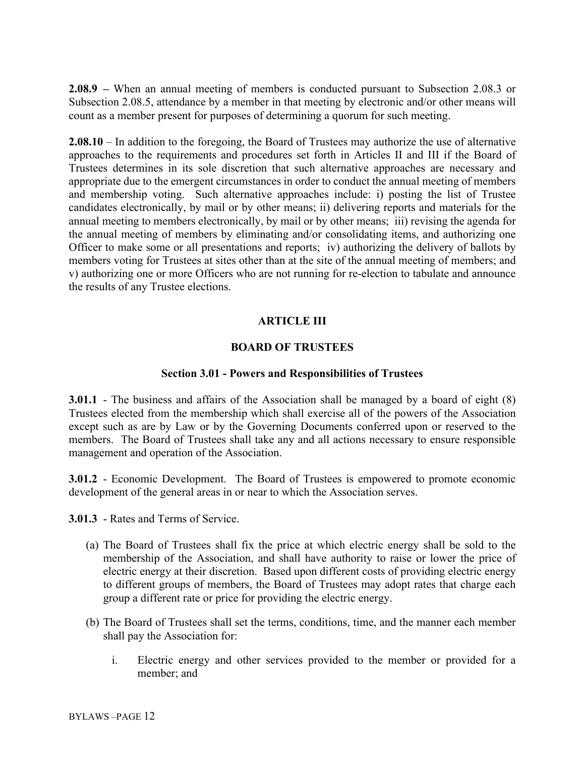**2.08.9 –** When an annual meeting of members is conducted pursuant to Subsection 2.08.3 or Subsection 2.08.5, attendance by a member in that meeting by electronic and/or other means will count as a member present for purposes of determining a quorum for such meeting.

**2.08.10** – In addition to the foregoing, the Board of Trustees may authorize the use of alternative approaches to the requirements and procedures set forth in Articles II and III if the Board of Trustees determines in its sole discretion that such alternative approaches are necessary and appropriate due to the emergent circumstances in order to conduct the annual meeting of members and membership voting. Such alternative approaches include: i) posting the list of Trustee candidates electronically, by mail or by other means; ii) delivering reports and materials for the annual meeting to members electronically, by mail or by other means; iii) revising the agenda for the annual meeting of members by eliminating and/or consolidating items, and authorizing one Officer to make some or all presentations and reports; iv) authorizing the delivery of ballots by members voting for Trustees at sites other than at the site of the annual meeting of members; and v) authorizing one or more Officers who are not running for re-election to tabulate and announce the results of any Trustee elections.

## ARTICLE III

## BOARD OF TRUSTEES

### Section 3.01 - Powers and Responsibilities of Trustees

**3.01.1** - The business and affairs of the Association shall be managed by a board of eight (8) Trustees elected from the membership which shall exercise all of the powers of the Association except such as are by Law or by the Governing Documents conferred upon or reserved to the members. The Board of Trustees shall take any and all actions necessary to ensure responsible management and operation of the Association.

**3.01.2** - Economic Development. The Board of Trustees is empowered to promote economic development of the general areas in or near to which the Association serves.

**3.01.3** - Rates and Terms of Service.

(a) The Board of Trustees shall fix the price at which electric energy shall be sold to the membership of the Association, and shall have authority to raise or lower the price of electric energy at their discretion. Based upon different costs of providing electric energy to different groups of members, the Board of Trustees may adopt rates that charge each group a different rate or price for providing the electric energy.

(b) The Board of Trustees shall set the terms, conditions, time, and the manner each member shall pay the Association for:

i. Electric energy and other services provided to the member or provided for a member; and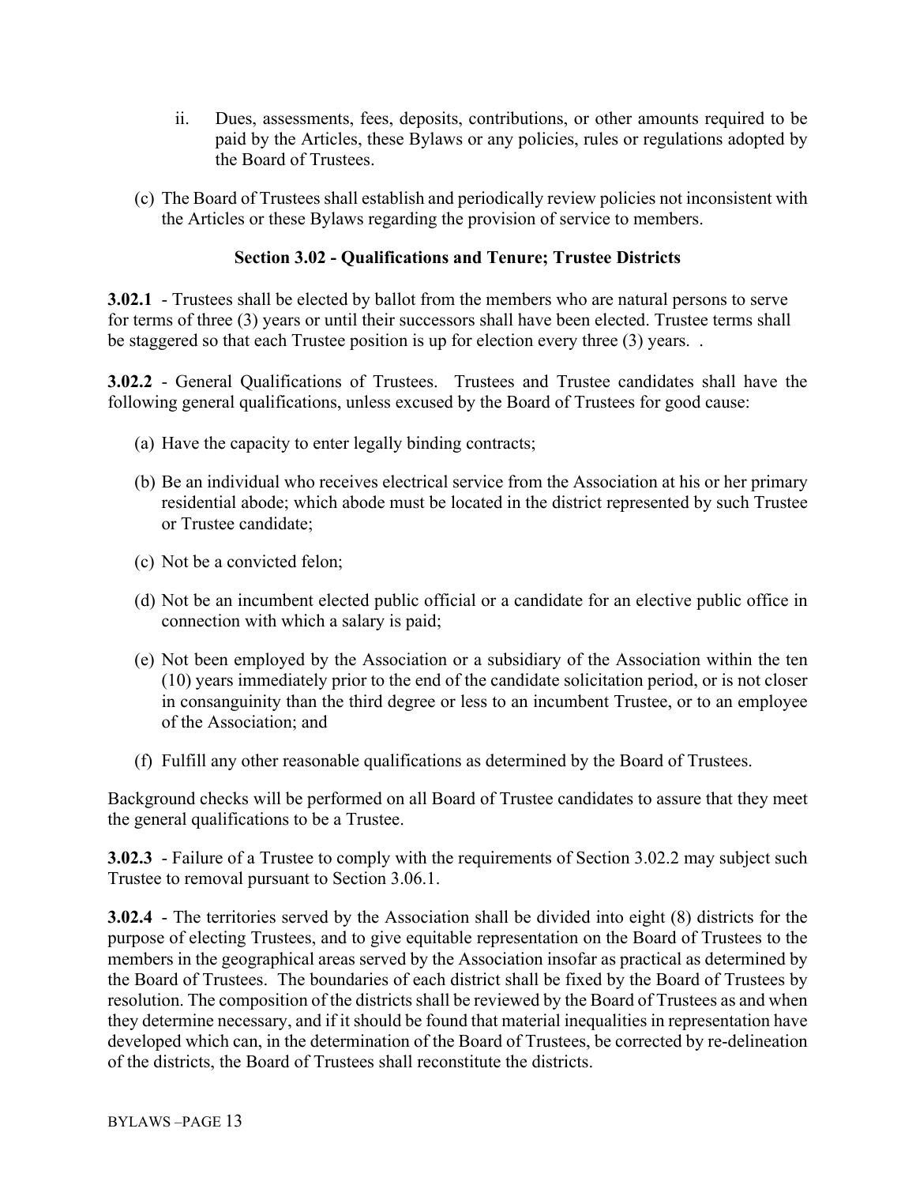ii. Dues, assessments, fees, deposits, contributions, or other amounts required to be paid by the Articles, these Bylaws or any policies, rules or regulations adopted by the Board of Trustees.

(c) The Board of Trustees shall establish and periodically review policies not inconsistent with the Articles or these Bylaws regarding the provision of service to members.

### Section 3.02 - Qualifications and Tenure; Trustee Districts

**3.02.1** - Trustees shall be elected by ballot from the members who are natural persons to serve for terms of three (3) years or until their successors shall have been elected. Trustee terms shall be staggered so that each Trustee position is up for election every three (3) years. .

**3.02.2** - General Qualifications of Trustees. Trustees and Trustee candidates shall have the following general qualifications, unless excused by the Board of Trustees for good cause:

(a) Have the capacity to enter legally binding contracts;

(b) Be an individual who receives electrical service from the Association at his or her primary residential abode; which abode must be located in the district represented by such Trustee or Trustee candidate;

(c) Not be a convicted felon;

(d) Not be an incumbent elected public official or a candidate for an elective public office in connection with which a salary is paid;

(e) Not been employed by the Association or a subsidiary of the Association within the ten (10) years immediately prior to the end of the candidate solicitation period, or is not closer in consanguinity than the third degree or less to an incumbent Trustee, or to an employee of the Association; and

(f) Fulfill any other reasonable qualifications as determined by the Board of Trustees.

Background checks will be performed on all Board of Trustee candidates to assure that they meet the general qualifications to be a Trustee.

**3.02.3** - Failure of a Trustee to comply with the requirements of Section 3.02.2 may subject such Trustee to removal pursuant to Section 3.06.1.

**3.02.4** - The territories served by the Association shall be divided into eight (8) districts for the purpose of electing Trustees, and to give equitable representation on the Board of Trustees to the members in the geographical areas served by the Association insofar as practical as determined by the Board of Trustees. The boundaries of each district shall be fixed by the Board of Trustees by resolution. The composition of the districts shall be reviewed by the Board of Trustees as and when they determine necessary, and if it should be found that material inequalities in representation have developed which can, in the determination of the Board of Trustees, be corrected by re-delineation of the districts, the Board of Trustees shall reconstitute the districts.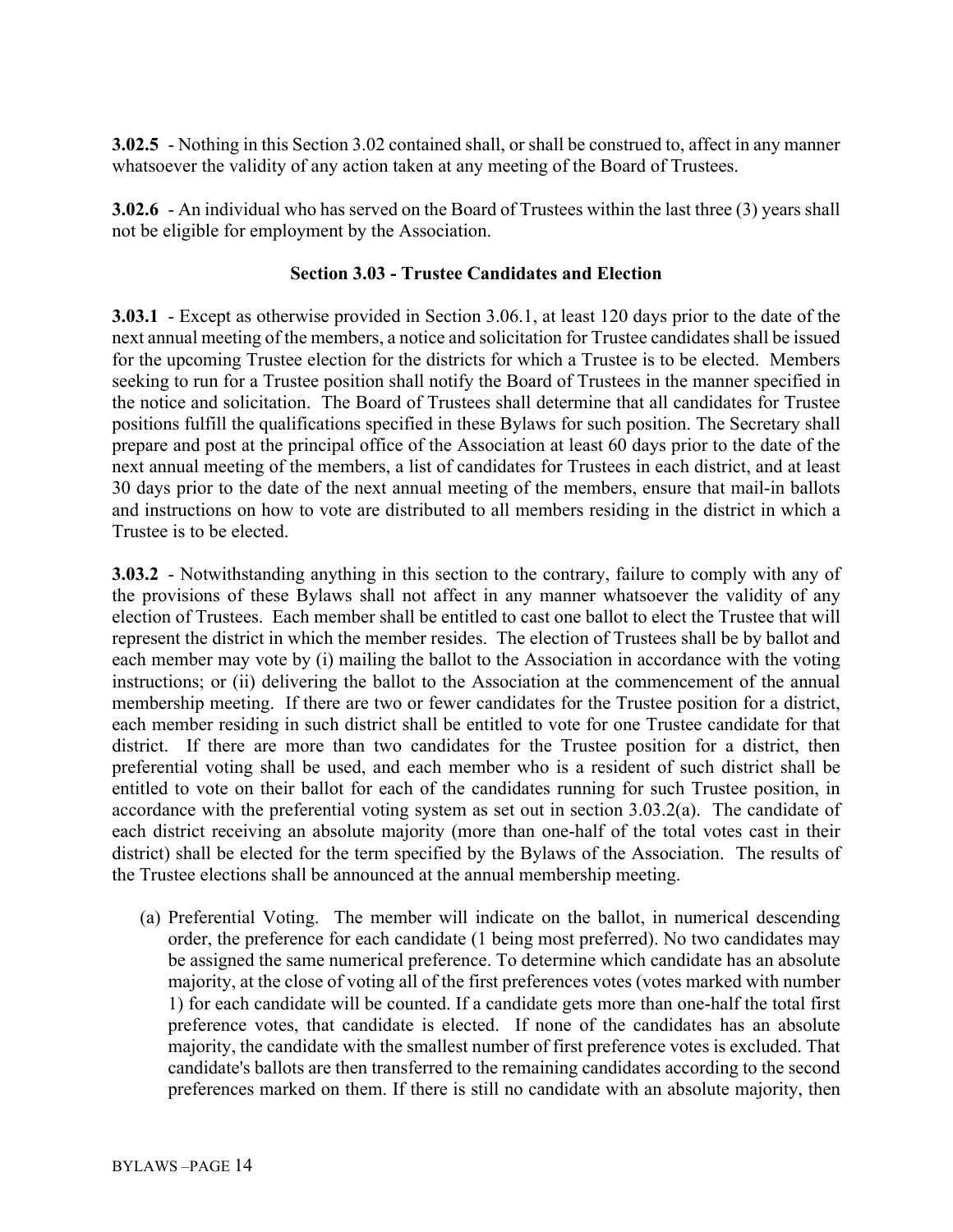**3.02.5** - Nothing in this Section 3.02 contained shall, or shall be construed to, affect in any manner whatsoever the validity of any action taken at any meeting of the Board of Trustees.

**3.02.6** - An individual who has served on the Board of Trustees within the last three (3) years shall not be eligible for employment by the Association.

### Section 3.03 - Trustee Candidates and Election

**3.03.1** - Except as otherwise provided in Section 3.06.1, at least 120 days prior to the date of the next annual meeting of the members, a notice and solicitation for Trustee candidates shall be issued for the upcoming Trustee election for the districts for which a Trustee is to be elected. Members seeking to run for a Trustee position shall notify the Board of Trustees in the manner specified in the notice and solicitation. The Board of Trustees shall determine that all candidates for Trustee positions fulfill the qualifications specified in these Bylaws for such position. The Secretary shall prepare and post at the principal office of the Association at least 60 days prior to the date of the next annual meeting of the members, a list of candidates for Trustees in each district, and at least 30 days prior to the date of the next annual meeting of the members, ensure that mail-in ballots and instructions on how to vote are distributed to all members residing in the district in which a Trustee is to be elected.

**3.03.2** - Notwithstanding anything in this section to the contrary, failure to comply with any of the provisions of these Bylaws shall not affect in any manner whatsoever the validity of any election of Trustees. Each member shall be entitled to cast one ballot to elect the Trustee that will represent the district in which the member resides. The election of Trustees shall be by ballot and each member may vote by (i) mailing the ballot to the Association in accordance with the voting instructions; or (ii) delivering the ballot to the Association at the commencement of the annual membership meeting. If there are two or fewer candidates for the Trustee position for a district, each member residing in such district shall be entitled to vote for one Trustee candidate for that district. If there are more than two candidates for the Trustee position for a district, then preferential voting shall be used, and each member who is a resident of such district shall be entitled to vote on their ballot for each of the candidates running for such Trustee position, in accordance with the preferential voting system as set out in section 3.03.2(a). The candidate of each district receiving an absolute majority (more than one-half of the total votes cast in their district) shall be elected for the term specified by the Bylaws of the Association. The results of the Trustee elections shall be announced at the annual membership meeting.

(a) Preferential Voting. The member will indicate on the ballot, in numerical descending order, the preference for each candidate (1 being most preferred). No two candidates may be assigned the same numerical preference. To determine which candidate has an absolute majority, at the close of voting all of the first preferences votes (votes marked with number 1) for each candidate will be counted. If a candidate gets more than one-half the total first preference votes, that candidate is elected. If none of the candidates has an absolute majority, the candidate with the smallest number of first preference votes is excluded. That candidate's ballots are then transferred to the remaining candidates according to the second preferences marked on them. If there is still no candidate with an absolute majority, then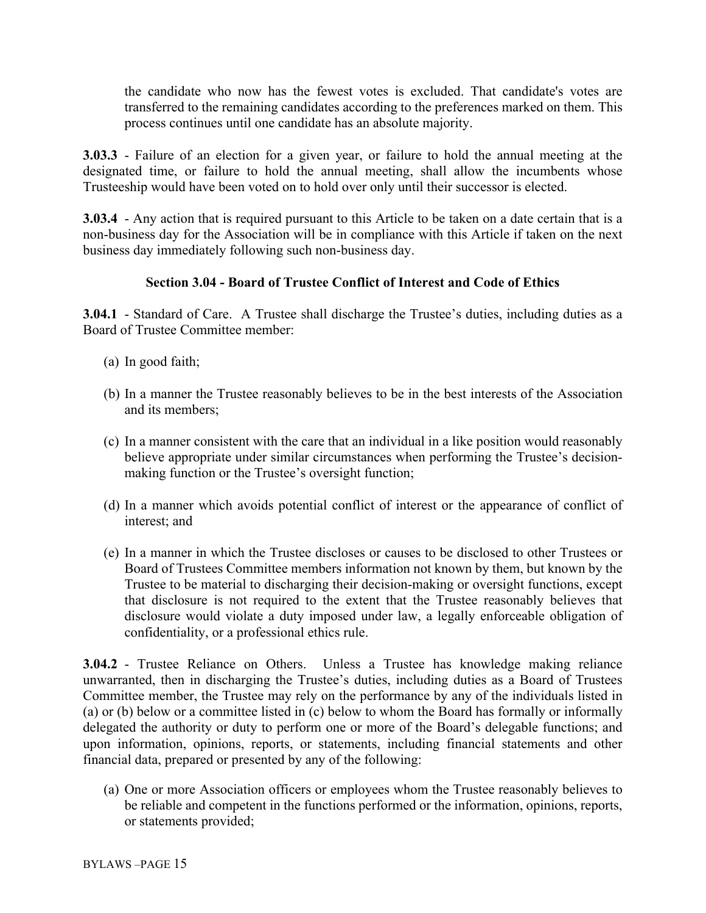the candidate who now has the fewest votes is excluded. That candidate's votes are transferred to the remaining candidates according to the preferences marked on them. This process continues until one candidate has an absolute majority.

**3.03.3** - Failure of an election for a given year, or failure to hold the annual meeting at the designated time, or failure to hold the annual meeting, shall allow the incumbents whose Trusteeship would have been voted on to hold over only until their successor is elected.

**3.03.4** - Any action that is required pursuant to this Article to be taken on a date certain that is a non-business day for the Association will be in compliance with this Article if taken on the next business day immediately following such non-business day.

### Section 3.04 - Board of Trustee Conflict of Interest and Code of Ethics

**3.04.1** - Standard of Care. A Trustee shall discharge the Trustee's duties, including duties as a Board of Trustee Committee member:

(a) In good faith;

(b) In a manner the Trustee reasonably believes to be in the best interests of the Association and its members;

(c) In a manner consistent with the care that an individual in a like position would reasonably believe appropriate under similar circumstances when performing the Trustee's decision-making function or the Trustee's oversight function;

(d) In a manner which avoids potential conflict of interest or the appearance of conflict of interest; and

(e) In a manner in which the Trustee discloses or causes to be disclosed to other Trustees or Board of Trustees Committee members information not known by them, but known by the Trustee to be material to discharging their decision-making or oversight functions, except that disclosure is not required to the extent that the Trustee reasonably believes that disclosure would violate a duty imposed under law, a legally enforceable obligation of confidentiality, or a professional ethics rule.

**3.04.2** - Trustee Reliance on Others. Unless a Trustee has knowledge making reliance unwarranted, then in discharging the Trustee's duties, including duties as a Board of Trustees Committee member, the Trustee may rely on the performance by any of the individuals listed in (a) or (b) below or a committee listed in (c) below to whom the Board has formally or informally delegated the authority or duty to perform one or more of the Board's delegable functions; and upon information, opinions, reports, or statements, including financial statements and other financial data, prepared or presented by any of the following:

(a) One or more Association officers or employees whom the Trustee reasonably believes to be reliable and competent in the functions performed or the information, opinions, reports, or statements provided;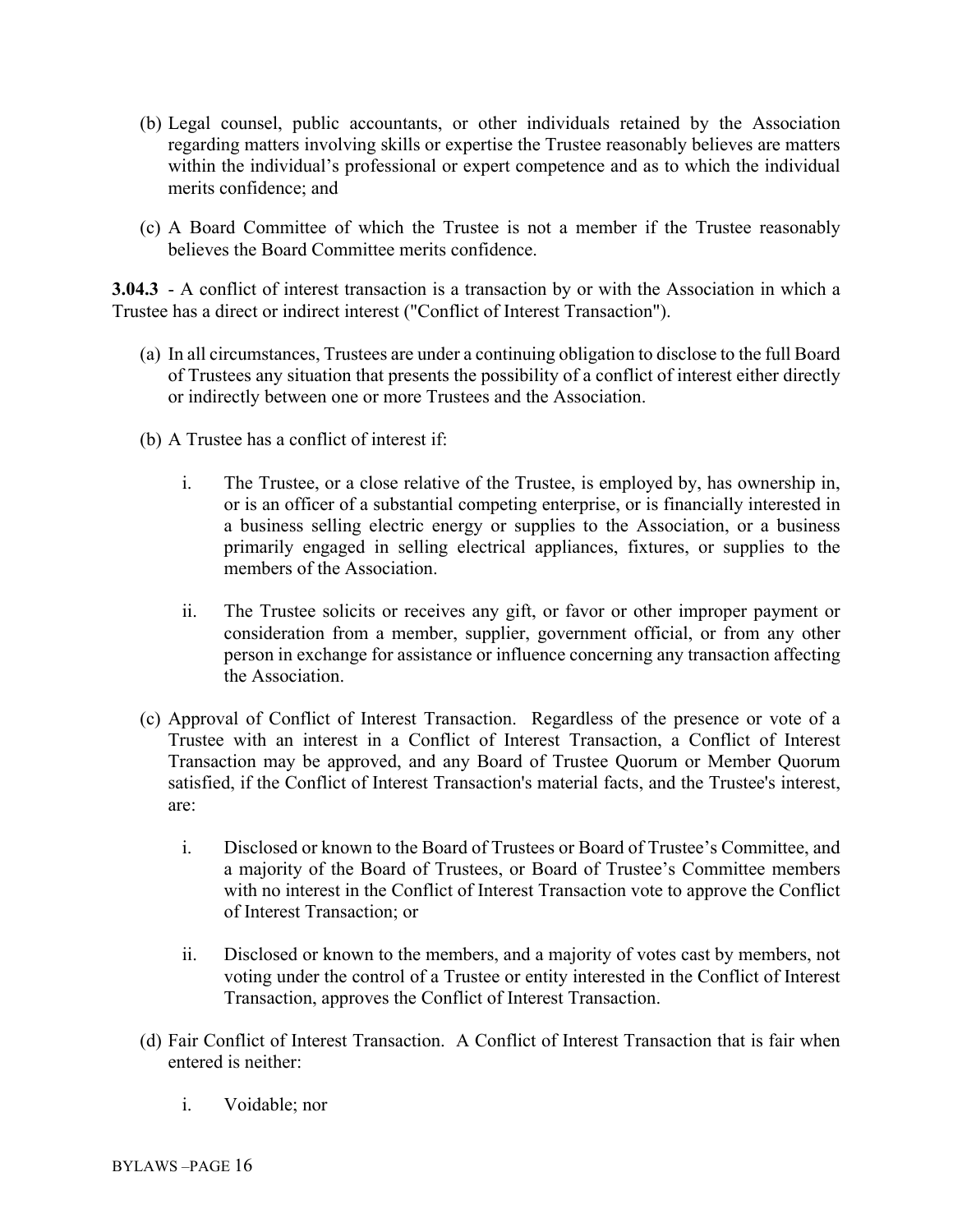(b) Legal counsel, public accountants, or other individuals retained by the Association regarding matters involving skills or expertise the Trustee reasonably believes are matters within the individual's professional or expert competence and as to which the individual merits confidence; and

(c) A Board Committee of which the Trustee is not a member if the Trustee reasonably believes the Board Committee merits confidence.

**3.04.3** - A conflict of interest transaction is a transaction by or with the Association in which a Trustee has a direct or indirect interest ("Conflict of Interest Transaction").

(a) In all circumstances, Trustees are under a continuing obligation to disclose to the full Board of Trustees any situation that presents the possibility of a conflict of interest either directly or indirectly between one or more Trustees and the Association.

(b) A Trustee has a conflict of interest if:

  i. The Trustee, or a close relative of the Trustee, is employed by, has ownership in, or is an officer of a substantial competing enterprise, or is financially interested in a business selling electric energy or supplies to the Association, or a business primarily engaged in selling electrical appliances, fixtures, or supplies to the members of the Association.

  ii. The Trustee solicits or receives any gift, or favor or other improper payment or consideration from a member, supplier, government official, or from any other person in exchange for assistance or influence concerning any transaction affecting the Association.

(c) Approval of Conflict of Interest Transaction. Regardless of the presence or vote of a Trustee with an interest in a Conflict of Interest Transaction, a Conflict of Interest Transaction may be approved, and any Board of Trustee Quorum or Member Quorum satisfied, if the Conflict of Interest Transaction's material facts, and the Trustee's interest, are:

  i. Disclosed or known to the Board of Trustees or Board of Trustee's Committee, and a majority of the Board of Trustees, or Board of Trustee's Committee members with no interest in the Conflict of Interest Transaction vote to approve the Conflict of Interest Transaction; or

  ii. Disclosed or known to the members, and a majority of votes cast by members, not voting under the control of a Trustee or entity interested in the Conflict of Interest Transaction, approves the Conflict of Interest Transaction.

(d) Fair Conflict of Interest Transaction. A Conflict of Interest Transaction that is fair when entered is neither:

  i. Voidable; nor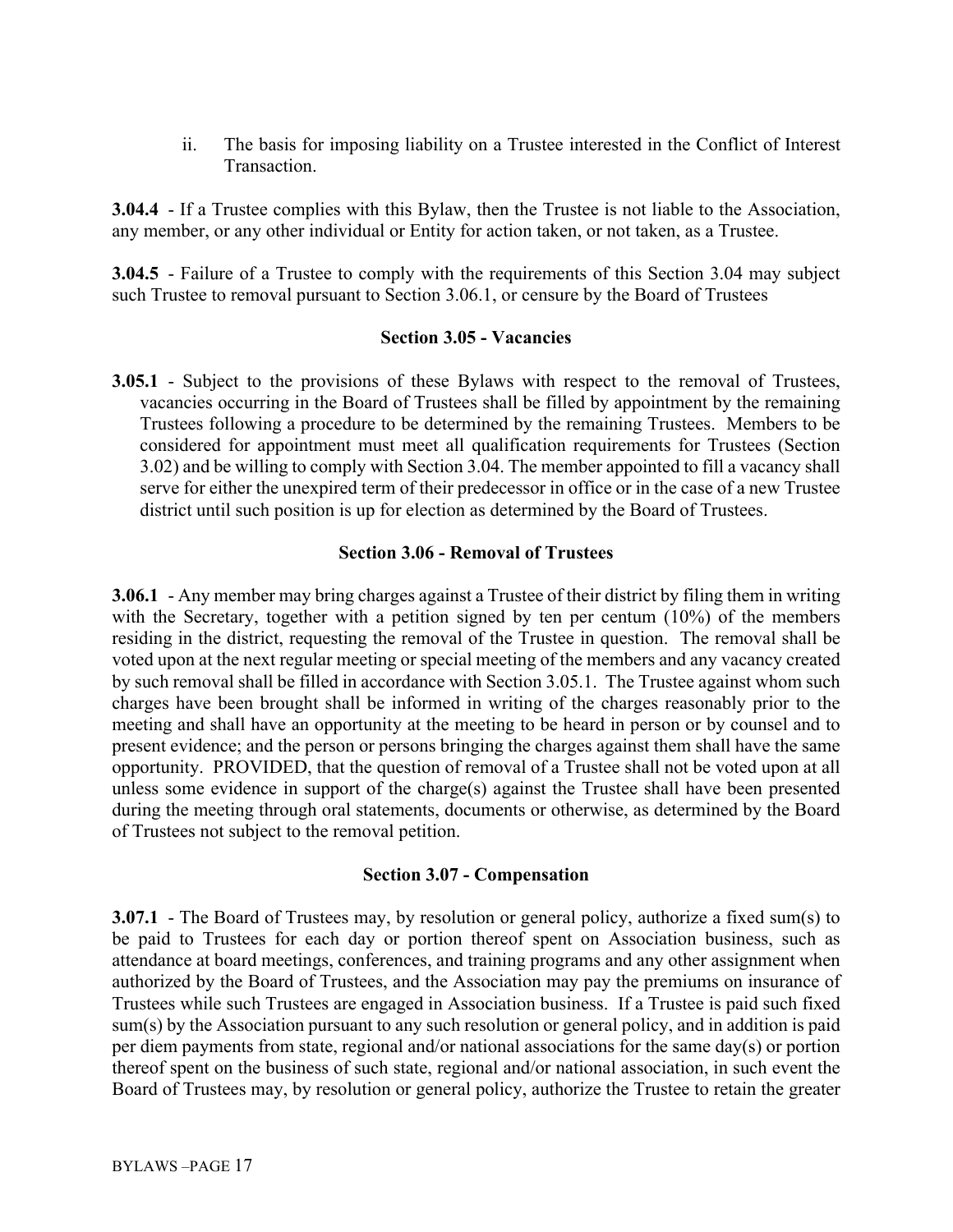ii. The basis for imposing liability on a Trustee interested in the Conflict of Interest Transaction.

**3.04.4** - If a Trustee complies with this Bylaw, then the Trustee is not liable to the Association, any member, or any other individual or Entity for action taken, or not taken, as a Trustee.

**3.04.5** - Failure of a Trustee to comply with the requirements of this Section 3.04 may subject such Trustee to removal pursuant to Section 3.06.1, or censure by the Board of Trustees

### Section 3.05 - Vacancies

**3.05.1** - Subject to the provisions of these Bylaws with respect to the removal of Trustees, vacancies occurring in the Board of Trustees shall be filled by appointment by the remaining Trustees following a procedure to be determined by the remaining Trustees. Members to be considered for appointment must meet all qualification requirements for Trustees (Section 3.02) and be willing to comply with Section 3.04. The member appointed to fill a vacancy shall serve for either the unexpired term of their predecessor in office or in the case of a new Trustee district until such position is up for election as determined by the Board of Trustees.

### Section 3.06 - Removal of Trustees

**3.06.1** - Any member may bring charges against a Trustee of their district by filing them in writing with the Secretary, together with a petition signed by ten per centum (10%) of the members residing in the district, requesting the removal of the Trustee in question. The removal shall be voted upon at the next regular meeting or special meeting of the members and any vacancy created by such removal shall be filled in accordance with Section 3.05.1. The Trustee against whom such charges have been brought shall be informed in writing of the charges reasonably prior to the meeting and shall have an opportunity at the meeting to be heard in person or by counsel and to present evidence; and the person or persons bringing the charges against them shall have the same opportunity. PROVIDED, that the question of removal of a Trustee shall not be voted upon at all unless some evidence in support of the charge(s) against the Trustee shall have been presented during the meeting through oral statements, documents or otherwise, as determined by the Board of Trustees not subject to the removal petition.

### Section 3.07 - Compensation

**3.07.1** - The Board of Trustees may, by resolution or general policy, authorize a fixed sum(s) to be paid to Trustees for each day or portion thereof spent on Association business, such as attendance at board meetings, conferences, and training programs and any other assignment when authorized by the Board of Trustees, and the Association may pay the premiums on insurance of Trustees while such Trustees are engaged in Association business. If a Trustee is paid such fixed sum(s) by the Association pursuant to any such resolution or general policy, and in addition is paid per diem payments from state, regional and/or national associations for the same day(s) or portion thereof spent on the business of such state, regional and/or national association, in such event the Board of Trustees may, by resolution or general policy, authorize the Trustee to retain the greater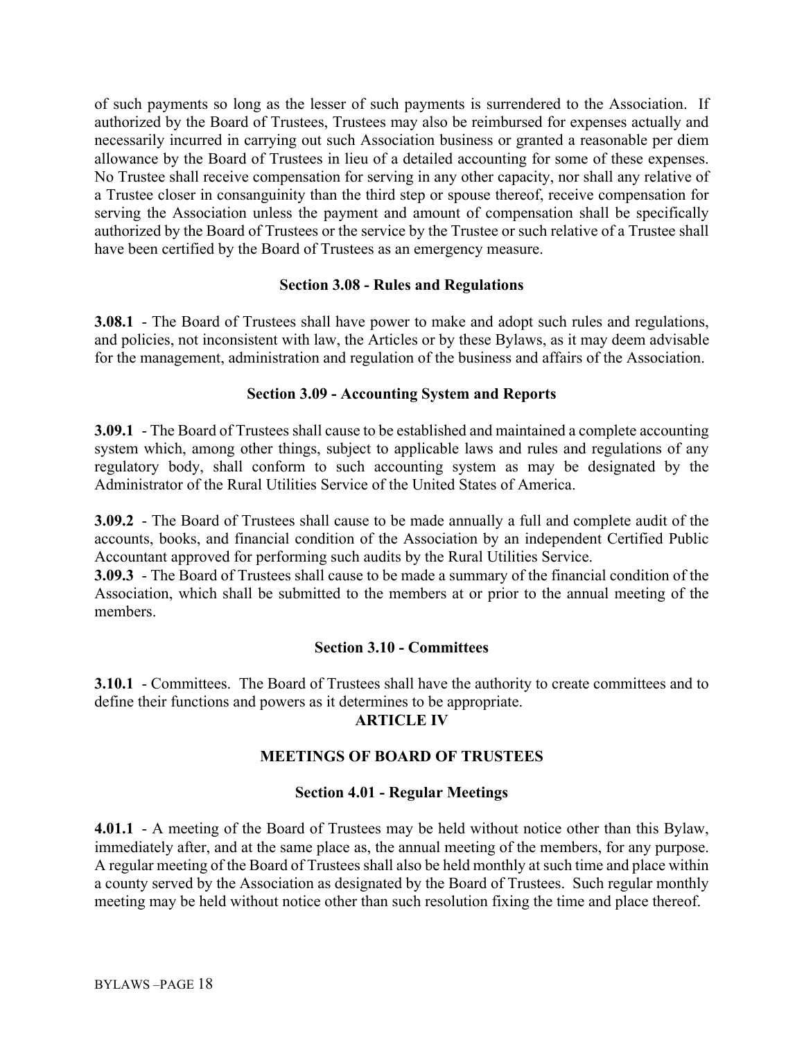of such payments so long as the lesser of such payments is surrendered to the Association. If authorized by the Board of Trustees, Trustees may also be reimbursed for expenses actually and necessarily incurred in carrying out such Association business or granted a reasonable per diem allowance by the Board of Trustees in lieu of a detailed accounting for some of these expenses. No Trustee shall receive compensation for serving in any other capacity, nor shall any relative of a Trustee closer in consanguinity than the third step or spouse thereof, receive compensation for serving the Association unless the payment and amount of compensation shall be specifically authorized by the Board of Trustees or the service by the Trustee or such relative of a Trustee shall have been certified by the Board of Trustees as an emergency measure.

### Section 3.08 - Rules and Regulations

**3.08.1** - The Board of Trustees shall have power to make and adopt such rules and regulations, and policies, not inconsistent with law, the Articles or by these Bylaws, as it may deem advisable for the management, administration and regulation of the business and affairs of the Association.

### Section 3.09 - Accounting System and Reports

**3.09.1** - The Board of Trustees shall cause to be established and maintained a complete accounting system which, among other things, subject to applicable laws and rules and regulations of any regulatory body, shall conform to such accounting system as may be designated by the Administrator of the Rural Utilities Service of the United States of America.

**3.09.2** - The Board of Trustees shall cause to be made annually a full and complete audit of the accounts, books, and financial condition of the Association by an independent Certified Public Accountant approved for performing such audits by the Rural Utilities Service.

**3.09.3** - The Board of Trustees shall cause to be made a summary of the financial condition of the Association, which shall be submitted to the members at or prior to the annual meeting of the members.

### Section 3.10 - Committees

**3.10.1** - Committees. The Board of Trustees shall have the authority to create committees and to define their functions and powers as it determines to be appropriate.

## ARTICLE IV

## MEETINGS OF BOARD OF TRUSTEES

### Section 4.01 - Regular Meetings

**4.01.1** - A meeting of the Board of Trustees may be held without notice other than this Bylaw, immediately after, and at the same place as, the annual meeting of the members, for any purpose. A regular meeting of the Board of Trustees shall also be held monthly at such time and place within a county served by the Association as designated by the Board of Trustees. Such regular monthly meeting may be held without notice other than such resolution fixing the time and place thereof.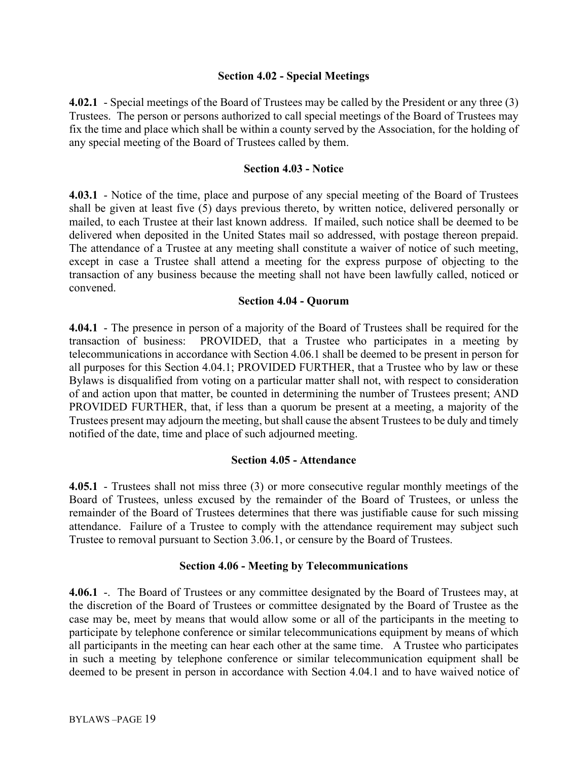### Section 4.02 - Special Meetings

**4.02.1** - Special meetings of the Board of Trustees may be called by the President or any three (3) Trustees. The person or persons authorized to call special meetings of the Board of Trustees may fix the time and place which shall be within a county served by the Association, for the holding of any special meeting of the Board of Trustees called by them.

### Section 4.03 - Notice

**4.03.1** - Notice of the time, place and purpose of any special meeting of the Board of Trustees shall be given at least five (5) days previous thereto, by written notice, delivered personally or mailed, to each Trustee at their last known address. If mailed, such notice shall be deemed to be delivered when deposited in the United States mail so addressed, with postage thereon prepaid. The attendance of a Trustee at any meeting shall constitute a waiver of notice of such meeting, except in case a Trustee shall attend a meeting for the express purpose of objecting to the transaction of any business because the meeting shall not have been lawfully called, noticed or convened.

### Section 4.04 - Quorum

**4.04.1** - The presence in person of a majority of the Board of Trustees shall be required for the transaction of business: PROVIDED, that a Trustee who participates in a meeting by telecommunications in accordance with Section 4.06.1 shall be deemed to be present in person for all purposes for this Section 4.04.1; PROVIDED FURTHER, that a Trustee who by law or these Bylaws is disqualified from voting on a particular matter shall not, with respect to consideration of and action upon that matter, be counted in determining the number of Trustees present; AND PROVIDED FURTHER, that, if less than a quorum be present at a meeting, a majority of the Trustees present may adjourn the meeting, but shall cause the absent Trustees to be duly and timely notified of the date, time and place of such adjourned meeting.

### Section 4.05 - Attendance

**4.05.1** - Trustees shall not miss three (3) or more consecutive regular monthly meetings of the Board of Trustees, unless excused by the remainder of the Board of Trustees, or unless the remainder of the Board of Trustees determines that there was justifiable cause for such missing attendance. Failure of a Trustee to comply with the attendance requirement may subject such Trustee to removal pursuant to Section 3.06.1, or censure by the Board of Trustees.

### Section 4.06 - Meeting by Telecommunications

**4.06.1** -. The Board of Trustees or any committee designated by the Board of Trustees may, at the discretion of the Board of Trustees or committee designated by the Board of Trustee as the case may be, meet by means that would allow some or all of the participants in the meeting to participate by telephone conference or similar telecommunications equipment by means of which all participants in the meeting can hear each other at the same time. A Trustee who participates in such a meeting by telephone conference or similar telecommunication equipment shall be deemed to be present in person in accordance with Section 4.04.1 and to have waived notice of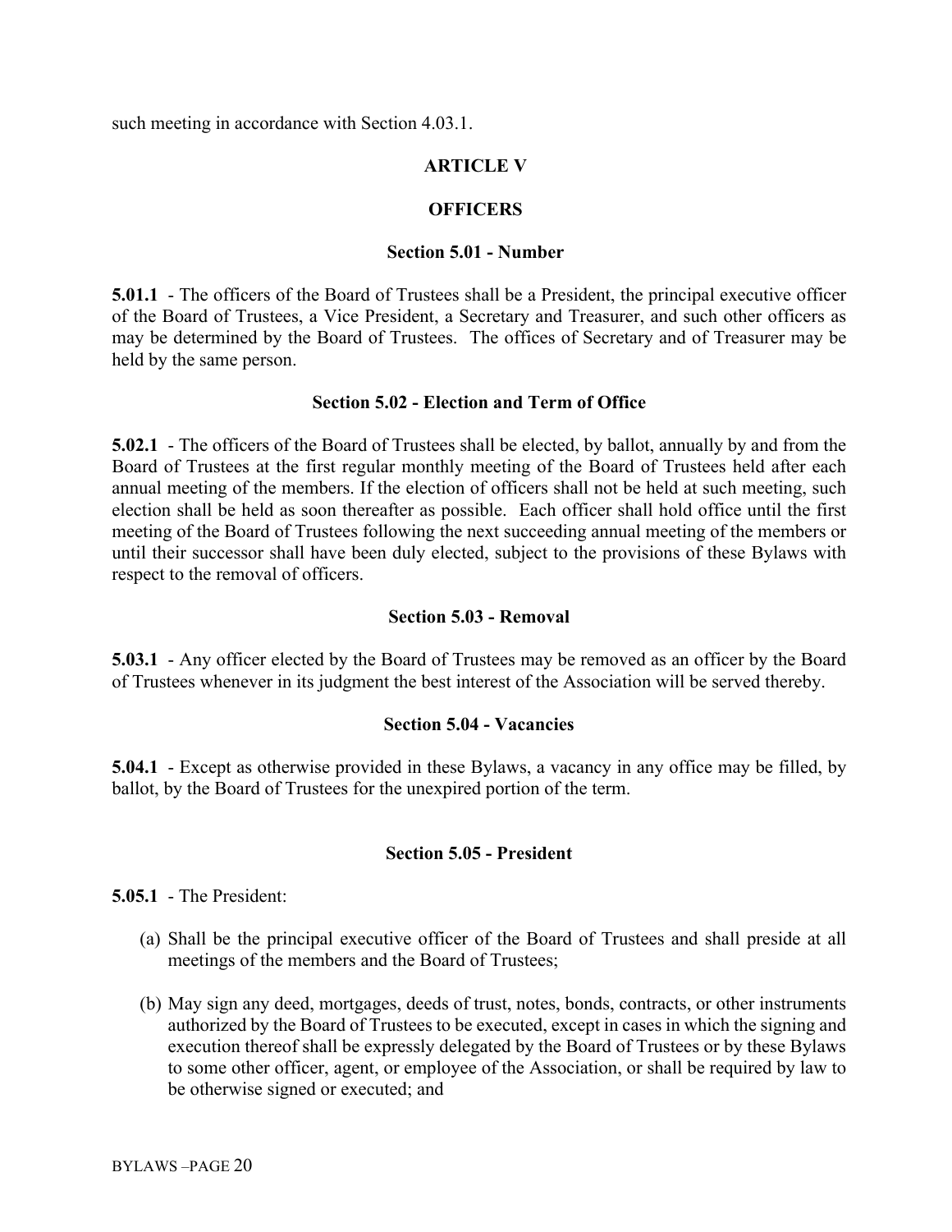such meeting in accordance with Section 4.03.1.

## ARTICLE V

## OFFICERS

### Section 5.01 - Number

**5.01.1** - The officers of the Board of Trustees shall be a President, the principal executive officer of the Board of Trustees, a Vice President, a Secretary and Treasurer, and such other officers as may be determined by the Board of Trustees. The offices of Secretary and of Treasurer may be held by the same person.

### Section 5.02 - Election and Term of Office

**5.02.1** - The officers of the Board of Trustees shall be elected, by ballot, annually by and from the Board of Trustees at the first regular monthly meeting of the Board of Trustees held after each annual meeting of the members. If the election of officers shall not be held at such meeting, such election shall be held as soon thereafter as possible. Each officer shall hold office until the first meeting of the Board of Trustees following the next succeeding annual meeting of the members or until their successor shall have been duly elected, subject to the provisions of these Bylaws with respect to the removal of officers.

### Section 5.03 - Removal

**5.03.1** - Any officer elected by the Board of Trustees may be removed as an officer by the Board of Trustees whenever in its judgment the best interest of the Association will be served thereby.

### Section 5.04 - Vacancies

**5.04.1** - Except as otherwise provided in these Bylaws, a vacancy in any office may be filled, by ballot, by the Board of Trustees for the unexpired portion of the term.

### Section 5.05 - President

**5.05.1** - The President:

(a) Shall be the principal executive officer of the Board of Trustees and shall preside at all meetings of the members and the Board of Trustees;

(b) May sign any deed, mortgages, deeds of trust, notes, bonds, contracts, or other instruments authorized by the Board of Trustees to be executed, except in cases in which the signing and execution thereof shall be expressly delegated by the Board of Trustees or by these Bylaws to some other officer, agent, or employee of the Association, or shall be required by law to be otherwise signed or executed; and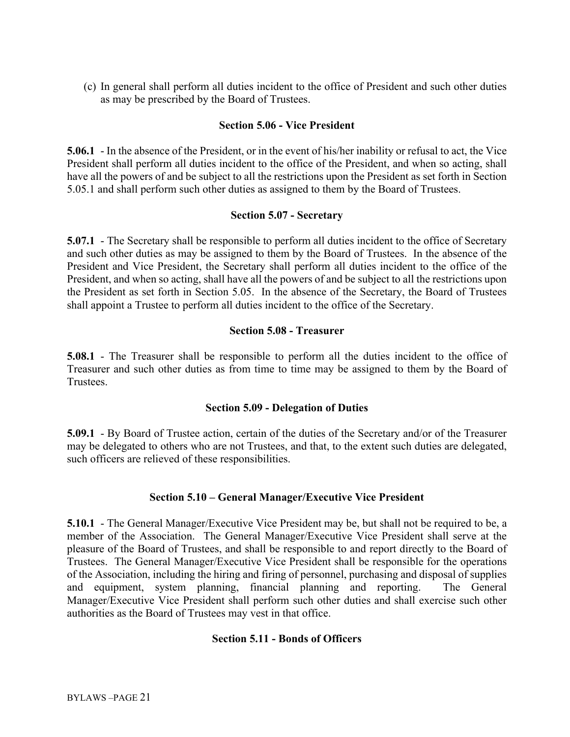(c) In general shall perform all duties incident to the office of President and such other duties as may be prescribed by the Board of Trustees.

### Section 5.06 - Vice President

**5.06.1** - In the absence of the President, or in the event of his/her inability or refusal to act, the Vice President shall perform all duties incident to the office of the President, and when so acting, shall have all the powers of and be subject to all the restrictions upon the President as set forth in Section 5.05.1 and shall perform such other duties as assigned to them by the Board of Trustees.

### Section 5.07 - Secretary

**5.07.1** - The Secretary shall be responsible to perform all duties incident to the office of Secretary and such other duties as may be assigned to them by the Board of Trustees. In the absence of the President and Vice President, the Secretary shall perform all duties incident to the office of the President, and when so acting, shall have all the powers of and be subject to all the restrictions upon the President as set forth in Section 5.05. In the absence of the Secretary, the Board of Trustees shall appoint a Trustee to perform all duties incident to the office of the Secretary.

### Section 5.08 - Treasurer

**5.08.1** - The Treasurer shall be responsible to perform all the duties incident to the office of Treasurer and such other duties as from time to time may be assigned to them by the Board of Trustees.

### Section 5.09 - Delegation of Duties

**5.09.1** - By Board of Trustee action, certain of the duties of the Secretary and/or of the Treasurer may be delegated to others who are not Trustees, and that, to the extent such duties are delegated, such officers are relieved of these responsibilities.

### Section 5.10 – General Manager/Executive Vice President

**5.10.1** - The General Manager/Executive Vice President may be, but shall not be required to be, a member of the Association. The General Manager/Executive Vice President shall serve at the pleasure of the Board of Trustees, and shall be responsible to and report directly to the Board of Trustees. The General Manager/Executive Vice President shall be responsible for the operations of the Association, including the hiring and firing of personnel, purchasing and disposal of supplies and equipment, system planning, financial planning and reporting. The General Manager/Executive Vice President shall perform such other duties and shall exercise such other authorities as the Board of Trustees may vest in that office.

### Section 5.11 - Bonds of Officers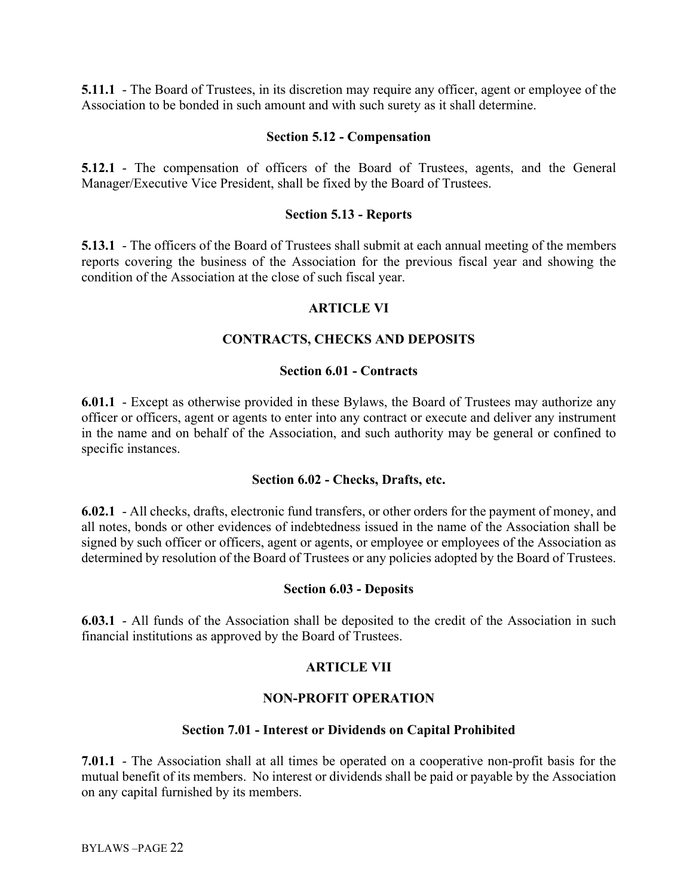**5.11.1** - The Board of Trustees, in its discretion may require any officer, agent or employee of the Association to be bonded in such amount and with such surety as it shall determine.

### Section 5.12 - Compensation

**5.12.1** - The compensation of officers of the Board of Trustees, agents, and the General Manager/Executive Vice President, shall be fixed by the Board of Trustees.

### Section 5.13 - Reports

**5.13.1** - The officers of the Board of Trustees shall submit at each annual meeting of the members reports covering the business of the Association for the previous fiscal year and showing the condition of the Association at the close of such fiscal year.

## ARTICLE VI

## CONTRACTS, CHECKS AND DEPOSITS

### Section 6.01 - Contracts

**6.01.1** - Except as otherwise provided in these Bylaws, the Board of Trustees may authorize any officer or officers, agent or agents to enter into any contract or execute and deliver any instrument in the name and on behalf of the Association, and such authority may be general or confined to specific instances.

### Section 6.02 - Checks, Drafts, etc.

**6.02.1** - All checks, drafts, electronic fund transfers, or other orders for the payment of money, and all notes, bonds or other evidences of indebtedness issued in the name of the Association shall be signed by such officer or officers, agent or agents, or employee or employees of the Association as determined by resolution of the Board of Trustees or any policies adopted by the Board of Trustees.

### Section 6.03 - Deposits

**6.03.1** - All funds of the Association shall be deposited to the credit of the Association in such financial institutions as approved by the Board of Trustees.

## ARTICLE VII

## NON-PROFIT OPERATION

### Section 7.01 - Interest or Dividends on Capital Prohibited

**7.01.1** - The Association shall at all times be operated on a cooperative non-profit basis for the mutual benefit of its members. No interest or dividends shall be paid or payable by the Association on any capital furnished by its members.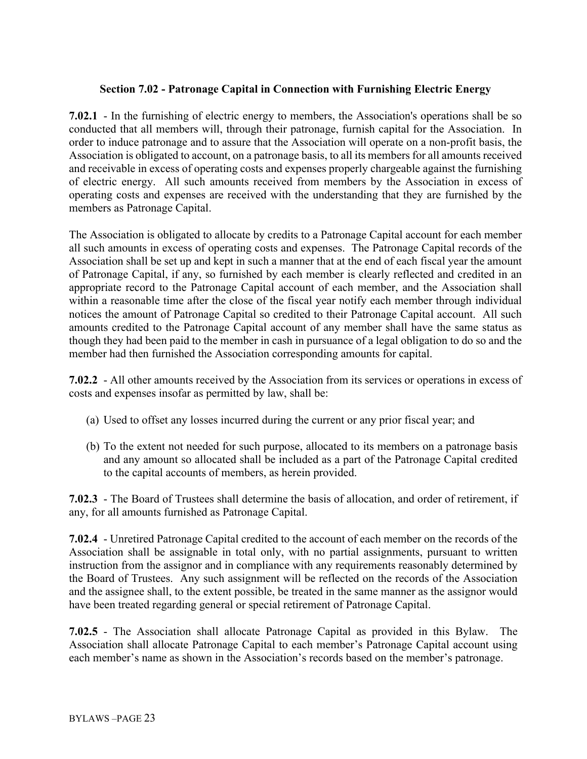### Section 7.02 - Patronage Capital in Connection with Furnishing Electric Energy

**7.02.1** - In the furnishing of electric energy to members, the Association's operations shall be so conducted that all members will, through their patronage, furnish capital for the Association. In order to induce patronage and to assure that the Association will operate on a non-profit basis, the Association is obligated to account, on a patronage basis, to all its members for all amounts received and receivable in excess of operating costs and expenses properly chargeable against the furnishing of electric energy. All such amounts received from members by the Association in excess of operating costs and expenses are received with the understanding that they are furnished by the members as Patronage Capital.

The Association is obligated to allocate by credits to a Patronage Capital account for each member all such amounts in excess of operating costs and expenses. The Patronage Capital records of the Association shall be set up and kept in such a manner that at the end of each fiscal year the amount of Patronage Capital, if any, so furnished by each member is clearly reflected and credited in an appropriate record to the Patronage Capital account of each member, and the Association shall within a reasonable time after the close of the fiscal year notify each member through individual notices the amount of Patronage Capital so credited to their Patronage Capital account. All such amounts credited to the Patronage Capital account of any member shall have the same status as though they had been paid to the member in cash in pursuance of a legal obligation to do so and the member had then furnished the Association corresponding amounts for capital.

**7.02.2** - All other amounts received by the Association from its services or operations in excess of costs and expenses insofar as permitted by law, shall be:

(a) Used to offset any losses incurred during the current or any prior fiscal year; and

(b) To the extent not needed for such purpose, allocated to its members on a patronage basis and any amount so allocated shall be included as a part of the Patronage Capital credited to the capital accounts of members, as herein provided.

**7.02.3** - The Board of Trustees shall determine the basis of allocation, and order of retirement, if any, for all amounts furnished as Patronage Capital.

**7.02.4** - Unretired Patronage Capital credited to the account of each member on the records of the Association shall be assignable in total only, with no partial assignments, pursuant to written instruction from the assignor and in compliance with any requirements reasonably determined by the Board of Trustees. Any such assignment will be reflected on the records of the Association and the assignee shall, to the extent possible, be treated in the same manner as the assignor would have been treated regarding general or special retirement of Patronage Capital.

**7.02.5** - The Association shall allocate Patronage Capital as provided in this Bylaw. The Association shall allocate Patronage Capital to each member's Patronage Capital account using each member's name as shown in the Association's records based on the member's patronage.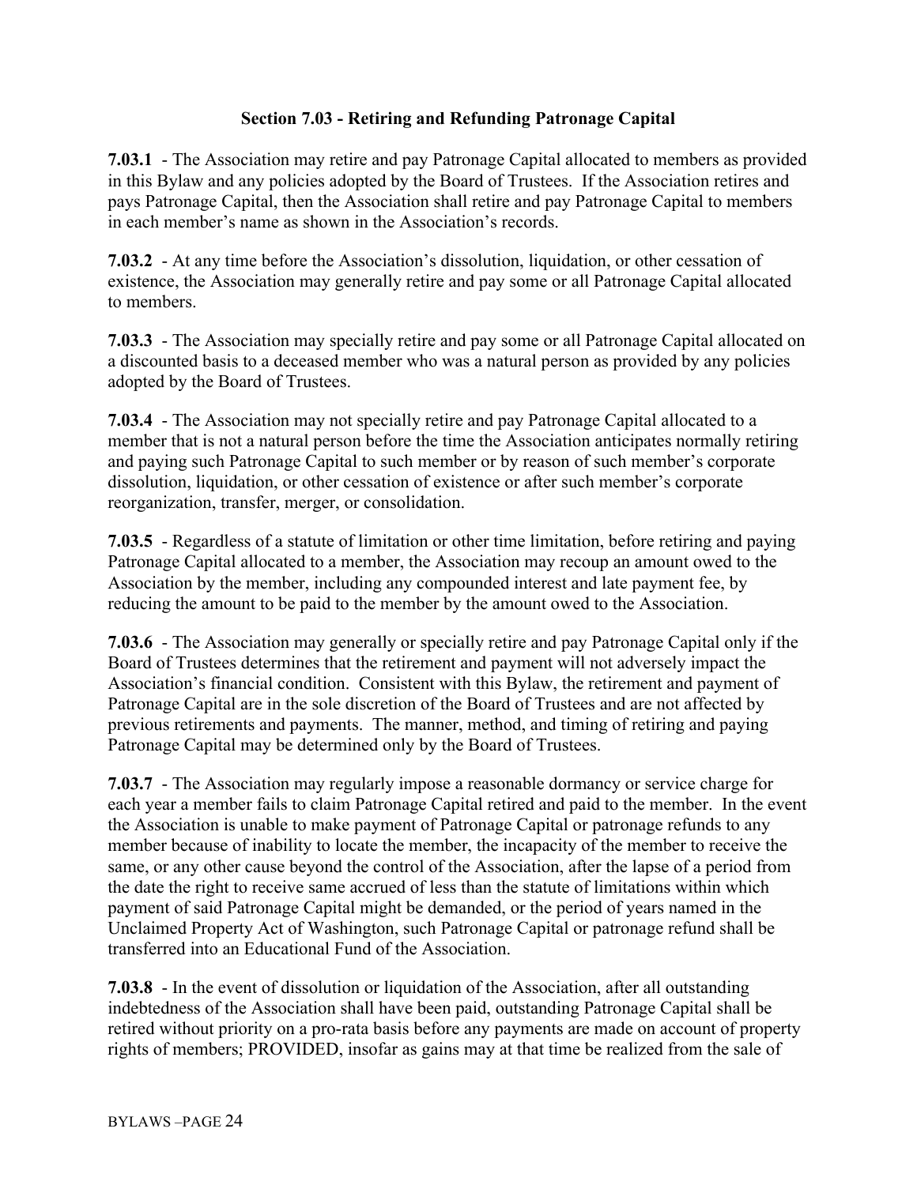### Section 7.03 - Retiring and Refunding Patronage Capital

**7.03.1** - The Association may retire and pay Patronage Capital allocated to members as provided in this Bylaw and any policies adopted by the Board of Trustees. If the Association retires and pays Patronage Capital, then the Association shall retire and pay Patronage Capital to members in each member's name as shown in the Association's records.

**7.03.2** - At any time before the Association's dissolution, liquidation, or other cessation of existence, the Association may generally retire and pay some or all Patronage Capital allocated to members.

**7.03.3** - The Association may specially retire and pay some or all Patronage Capital allocated on a discounted basis to a deceased member who was a natural person as provided by any policies adopted by the Board of Trustees.

**7.03.4** - The Association may not specially retire and pay Patronage Capital allocated to a member that is not a natural person before the time the Association anticipates normally retiring and paying such Patronage Capital to such member or by reason of such member's corporate dissolution, liquidation, or other cessation of existence or after such member's corporate reorganization, transfer, merger, or consolidation.

**7.03.5** - Regardless of a statute of limitation or other time limitation, before retiring and paying Patronage Capital allocated to a member, the Association may recoup an amount owed to the Association by the member, including any compounded interest and late payment fee, by reducing the amount to be paid to the member by the amount owed to the Association.

**7.03.6** - The Association may generally or specially retire and pay Patronage Capital only if the Board of Trustees determines that the retirement and payment will not adversely impact the Association's financial condition. Consistent with this Bylaw, the retirement and payment of Patronage Capital are in the sole discretion of the Board of Trustees and are not affected by previous retirements and payments. The manner, method, and timing of retiring and paying Patronage Capital may be determined only by the Board of Trustees.

**7.03.7** - The Association may regularly impose a reasonable dormancy or service charge for each year a member fails to claim Patronage Capital retired and paid to the member. In the event the Association is unable to make payment of Patronage Capital or patronage refunds to any member because of inability to locate the member, the incapacity of the member to receive the same, or any other cause beyond the control of the Association, after the lapse of a period from the date the right to receive same accrued of less than the statute of limitations within which payment of said Patronage Capital might be demanded, or the period of years named in the Unclaimed Property Act of Washington, such Patronage Capital or patronage refund shall be transferred into an Educational Fund of the Association.

**7.03.8** - In the event of dissolution or liquidation of the Association, after all outstanding indebtedness of the Association shall have been paid, outstanding Patronage Capital shall be retired without priority on a pro-rata basis before any payments are made on account of property rights of members; PROVIDED, insofar as gains may at that time be realized from the sale of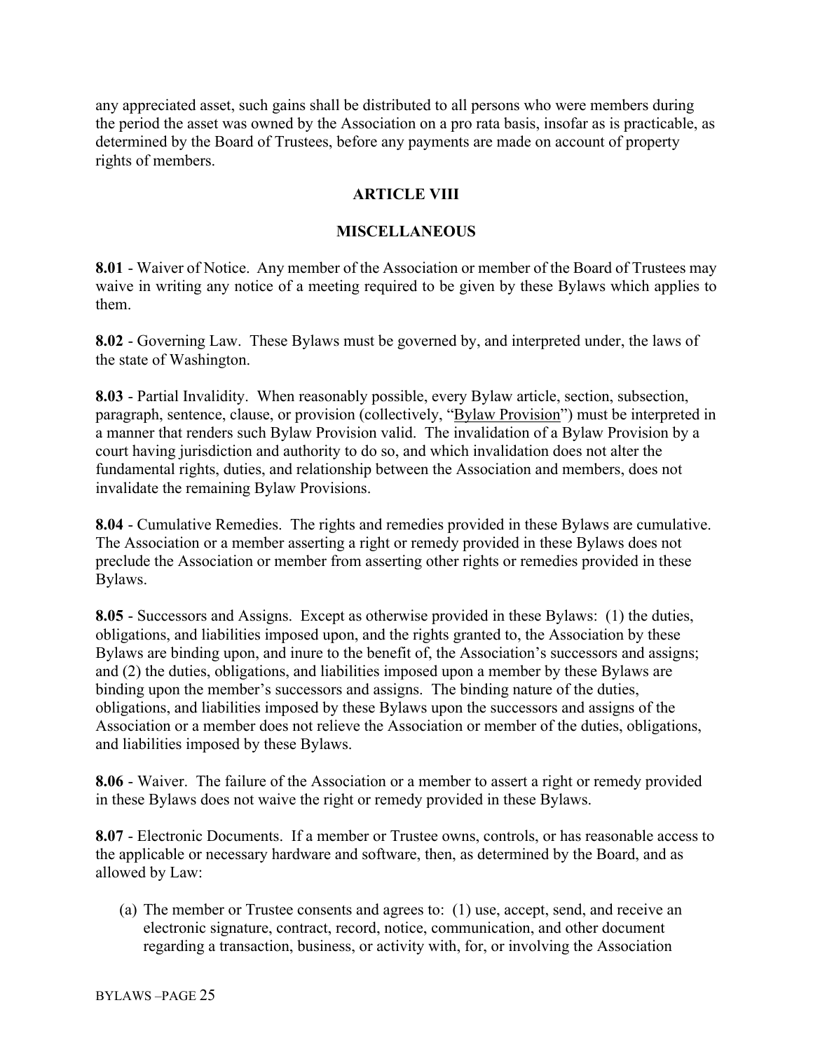any appreciated asset, such gains shall be distributed to all persons who were members during the period the asset was owned by the Association on a pro rata basis, insofar as is practicable, as determined by the Board of Trustees, before any payments are made on account of property rights of members.

## ARTICLE VIII

## MISCELLANEOUS

**8.01** - Waiver of Notice. Any member of the Association or member of the Board of Trustees may waive in writing any notice of a meeting required to be given by these Bylaws which applies to them.

**8.02** - Governing Law. These Bylaws must be governed by, and interpreted under, the laws of the state of Washington.

**8.03** - Partial Invalidity. When reasonably possible, every Bylaw article, section, subsection, paragraph, sentence, clause, or provision (collectively, "Bylaw Provision") must be interpreted in a manner that renders such Bylaw Provision valid. The invalidation of a Bylaw Provision by a court having jurisdiction and authority to do so, and which invalidation does not alter the fundamental rights, duties, and relationship between the Association and members, does not invalidate the remaining Bylaw Provisions.

**8.04** - Cumulative Remedies. The rights and remedies provided in these Bylaws are cumulative. The Association or a member asserting a right or remedy provided in these Bylaws does not preclude the Association or member from asserting other rights or remedies provided in these Bylaws.

**8.05** - Successors and Assigns. Except as otherwise provided in these Bylaws: (1) the duties, obligations, and liabilities imposed upon, and the rights granted to, the Association by these Bylaws are binding upon, and inure to the benefit of, the Association's successors and assigns; and (2) the duties, obligations, and liabilities imposed upon a member by these Bylaws are binding upon the member's successors and assigns. The binding nature of the duties, obligations, and liabilities imposed by these Bylaws upon the successors and assigns of the Association or a member does not relieve the Association or member of the duties, obligations, and liabilities imposed by these Bylaws.

**8.06** - Waiver. The failure of the Association or a member to assert a right or remedy provided in these Bylaws does not waive the right or remedy provided in these Bylaws.

**8.07** - Electronic Documents. If a member or Trustee owns, controls, or has reasonable access to the applicable or necessary hardware and software, then, as determined by the Board, and as allowed by Law:

(a) The member or Trustee consents and agrees to: (1) use, accept, send, and receive an electronic signature, contract, record, notice, communication, and other document regarding a transaction, business, or activity with, for, or involving the Association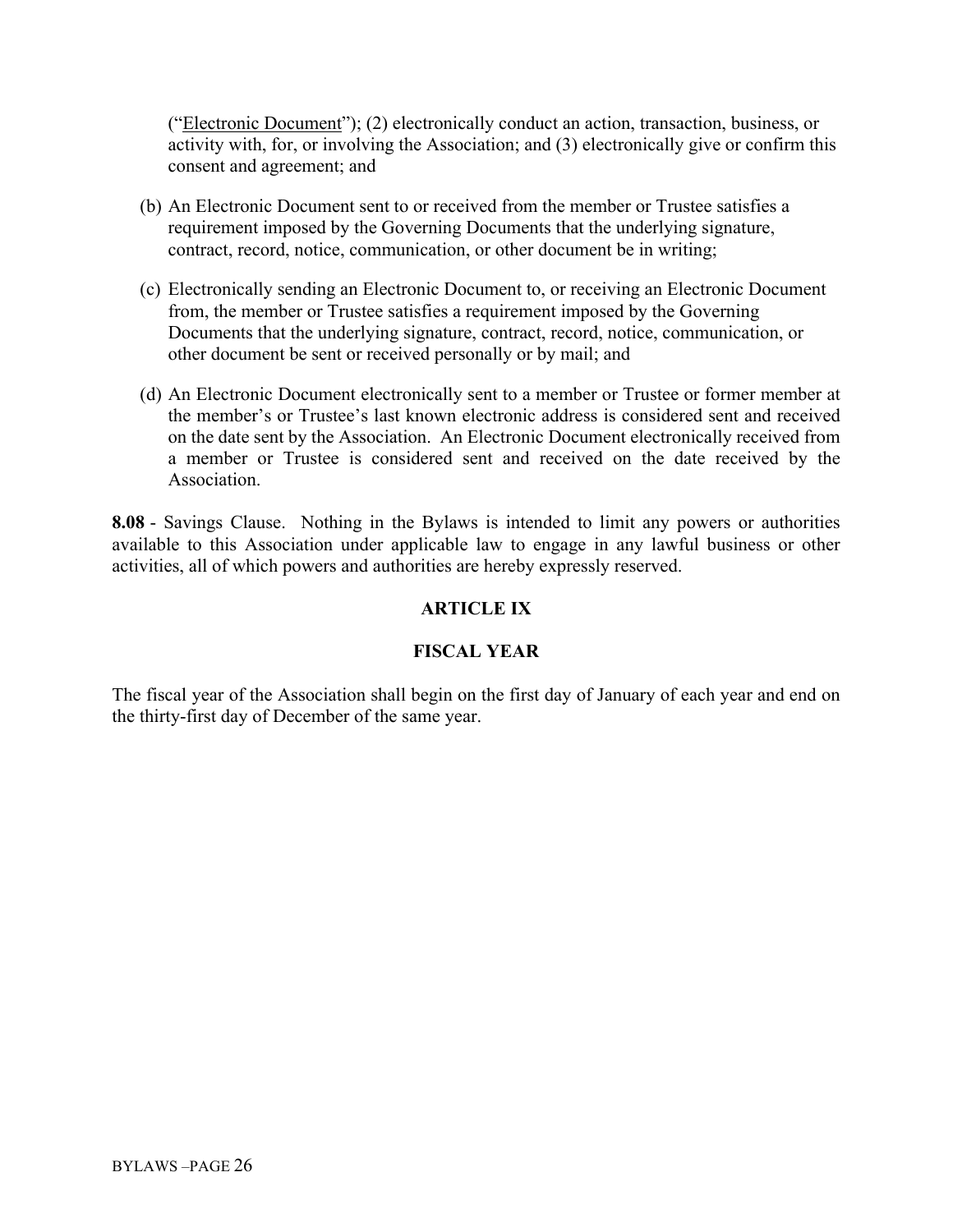("Electronic Document"); (2) electronically conduct an action, transaction, business, or activity with, for, or involving the Association; and (3) electronically give or confirm this consent and agreement; and

(b) An Electronic Document sent to or received from the member or Trustee satisfies a requirement imposed by the Governing Documents that the underlying signature, contract, record, notice, communication, or other document be in writing;

(c) Electronically sending an Electronic Document to, or receiving an Electronic Document from, the member or Trustee satisfies a requirement imposed by the Governing Documents that the underlying signature, contract, record, notice, communication, or other document be sent or received personally or by mail; and

(d) An Electronic Document electronically sent to a member or Trustee or former member at the member's or Trustee's last known electronic address is considered sent and received on the date sent by the Association. An Electronic Document electronically received from a member or Trustee is considered sent and received on the date received by the Association.

**8.08** - Savings Clause. Nothing in the Bylaws is intended to limit any powers or authorities available to this Association under applicable law to engage in any lawful business or other activities, all of which powers and authorities are hereby expressly reserved.

## ARTICLE IX

## FISCAL YEAR

The fiscal year of the Association shall begin on the first day of January of each year and end on the thirty-first day of December of the same year.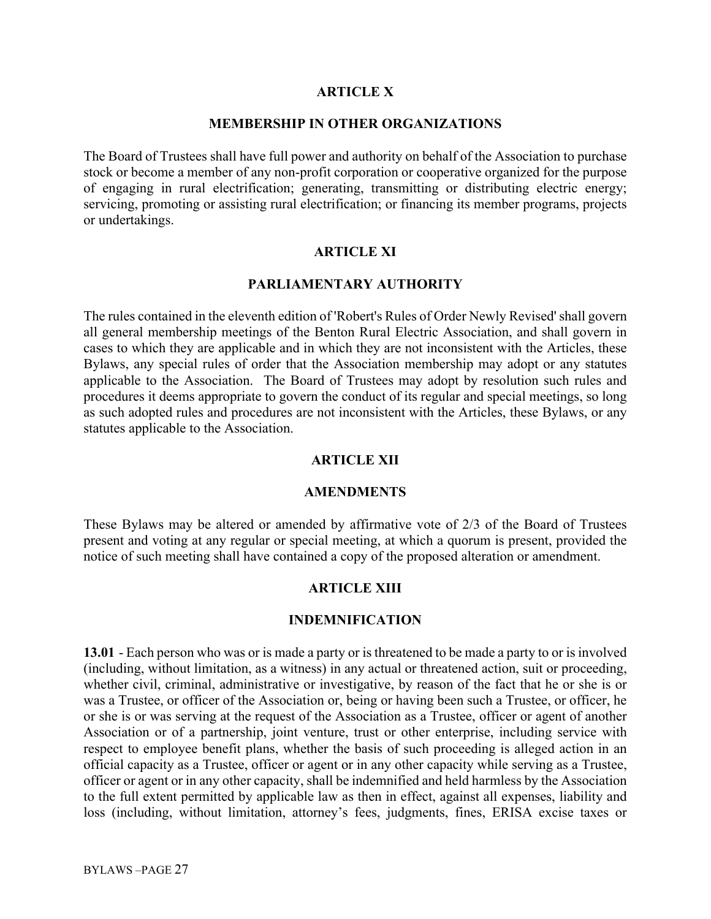## ARTICLE X

## MEMBERSHIP IN OTHER ORGANIZATIONS

The Board of Trustees shall have full power and authority on behalf of the Association to purchase stock or become a member of any non-profit corporation or cooperative organized for the purpose of engaging in rural electrification; generating, transmitting or distributing electric energy; servicing, promoting or assisting rural electrification; or financing its member programs, projects or undertakings.

## ARTICLE XI

## PARLIAMENTARY AUTHORITY

The rules contained in the eleventh edition of 'Robert's Rules of Order Newly Revised' shall govern all general membership meetings of the Benton Rural Electric Association, and shall govern in cases to which they are applicable and in which they are not inconsistent with the Articles, these Bylaws, any special rules of order that the Association membership may adopt or any statutes applicable to the Association. The Board of Trustees may adopt by resolution such rules and procedures it deems appropriate to govern the conduct of its regular and special meetings, so long as such adopted rules and procedures are not inconsistent with the Articles, these Bylaws, or any statutes applicable to the Association.

## ARTICLE XII

## AMENDMENTS

These Bylaws may be altered or amended by affirmative vote of 2/3 of the Board of Trustees present and voting at any regular or special meeting, at which a quorum is present, provided the notice of such meeting shall have contained a copy of the proposed alteration or amendment.

## ARTICLE XIII

## INDEMNIFICATION

**13.01** - Each person who was or is made a party or is threatened to be made a party to or is involved (including, without limitation, as a witness) in any actual or threatened action, suit or proceeding, whether civil, criminal, administrative or investigative, by reason of the fact that he or she is or was a Trustee, or officer of the Association or, being or having been such a Trustee, or officer, he or she is or was serving at the request of the Association as a Trustee, officer or agent of another Association or of a partnership, joint venture, trust or other enterprise, including service with respect to employee benefit plans, whether the basis of such proceeding is alleged action in an official capacity as a Trustee, officer or agent or in any other capacity while serving as a Trustee, officer or agent or in any other capacity, shall be indemnified and held harmless by the Association to the full extent permitted by applicable law as then in effect, against all expenses, liability and loss (including, without limitation, attorney's fees, judgments, fines, ERISA excise taxes or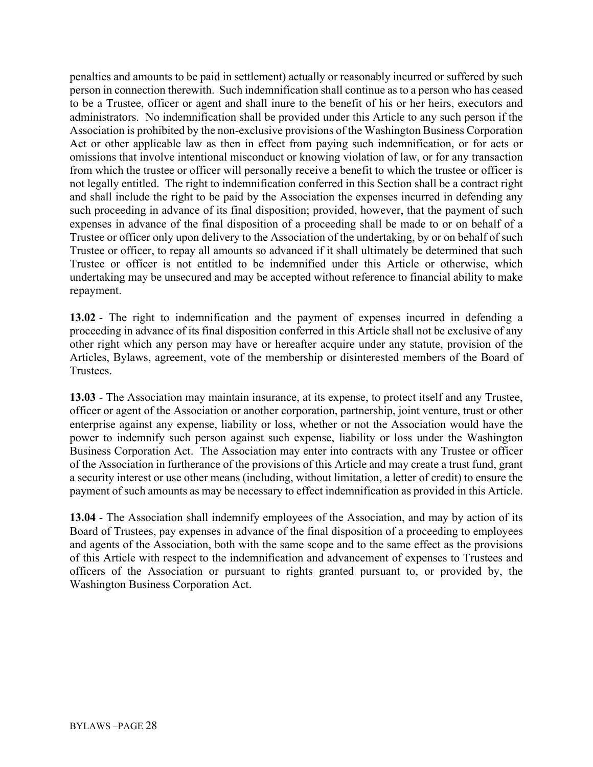penalties and amounts to be paid in settlement) actually or reasonably incurred or suffered by such person in connection therewith. Such indemnification shall continue as to a person who has ceased to be a Trustee, officer or agent and shall inure to the benefit of his or her heirs, executors and administrators. No indemnification shall be provided under this Article to any such person if the Association is prohibited by the non-exclusive provisions of the Washington Business Corporation Act or other applicable law as then in effect from paying such indemnification, or for acts or omissions that involve intentional misconduct or knowing violation of law, or for any transaction from which the trustee or officer will personally receive a benefit to which the trustee or officer is not legally entitled. The right to indemnification conferred in this Section shall be a contract right and shall include the right to be paid by the Association the expenses incurred in defending any such proceeding in advance of its final disposition; provided, however, that the payment of such expenses in advance of the final disposition of a proceeding shall be made to or on behalf of a Trustee or officer only upon delivery to the Association of the undertaking, by or on behalf of such Trustee or officer, to repay all amounts so advanced if it shall ultimately be determined that such Trustee or officer is not entitled to be indemnified under this Article or otherwise, which undertaking may be unsecured and may be accepted without reference to financial ability to make repayment.

**13.02** - The right to indemnification and the payment of expenses incurred in defending a proceeding in advance of its final disposition conferred in this Article shall not be exclusive of any other right which any person may have or hereafter acquire under any statute, provision of the Articles, Bylaws, agreement, vote of the membership or disinterested members of the Board of Trustees.

**13.03** - The Association may maintain insurance, at its expense, to protect itself and any Trustee, officer or agent of the Association or another corporation, partnership, joint venture, trust or other enterprise against any expense, liability or loss, whether or not the Association would have the power to indemnify such person against such expense, liability or loss under the Washington Business Corporation Act. The Association may enter into contracts with any Trustee or officer of the Association in furtherance of the provisions of this Article and may create a trust fund, grant a security interest or use other means (including, without limitation, a letter of credit) to ensure the payment of such amounts as may be necessary to effect indemnification as provided in this Article.

**13.04** - The Association shall indemnify employees of the Association, and may by action of its Board of Trustees, pay expenses in advance of the final disposition of a proceeding to employees and agents of the Association, both with the same scope and to the same effect as the provisions of this Article with respect to the indemnification and advancement of expenses to Trustees and officers of the Association or pursuant to rights granted pursuant to, or provided by, the Washington Business Corporation Act.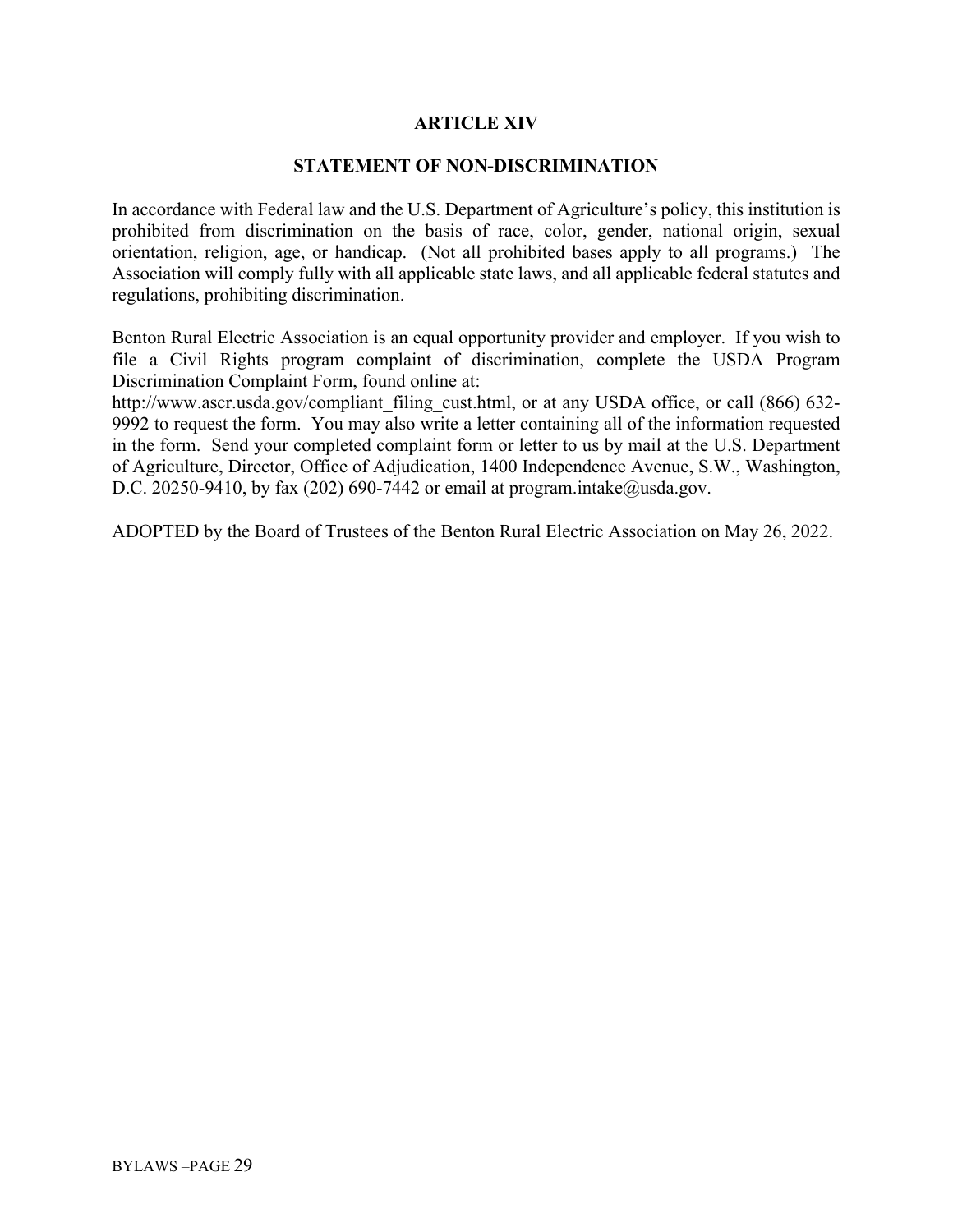## ARTICLE XIV

## STATEMENT OF NON-DISCRIMINATION

In accordance with Federal law and the U.S. Department of Agriculture's policy, this institution is prohibited from discrimination on the basis of race, color, gender, national origin, sexual orientation, religion, age, or handicap. (Not all prohibited bases apply to all programs.) The Association will comply fully with all applicable state laws, and all applicable federal statutes and regulations, prohibiting discrimination.

Benton Rural Electric Association is an equal opportunity provider and employer. If you wish to file a Civil Rights program complaint of discrimination, complete the USDA Program Discrimination Complaint Form, found online at: http://www.ascr.usda.gov/compliant_filing_cust.html, or at any USDA office, or call (866) 632-9992 to request the form. You may also write a letter containing all of the information requested in the form. Send your completed complaint form or letter to us by mail at the U.S. Department of Agriculture, Director, Office of Adjudication, 1400 Independence Avenue, S.W., Washington, D.C. 20250-9410, by fax (202) 690-7442 or email at program.intake@usda.gov.

ADOPTED by the Board of Trustees of the Benton Rural Electric Association on May 26, 2022.